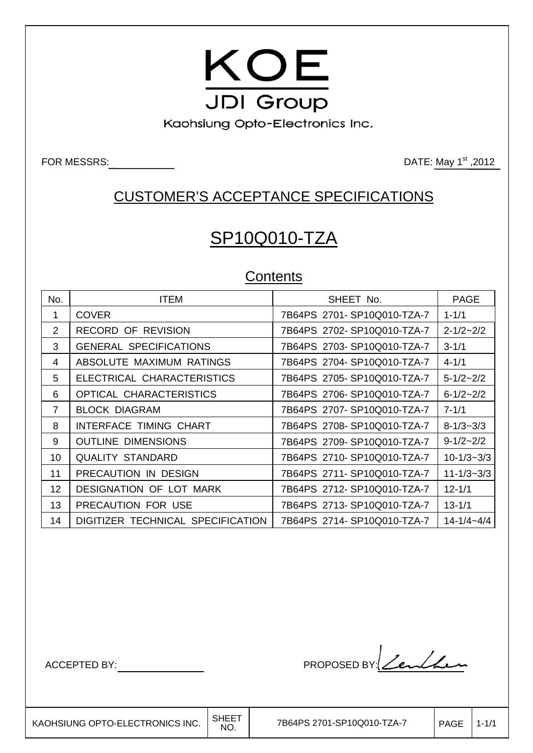# KOE

## JDI Group

Kaohsiung Opto-Electronics Inc.

FOR MESSRS: \_\_\_\_\_\_\_\_\_\_ DATE: May 1st ,2012

## CUSTOMER'S ACCEPTANCE SPECIFICATIONS

# SP10Q010-TZA

## Contents

| No. | ITEM | SHEET No. | PAGE |
|---|---|---|---|
| 1 | COVER | 7B64PS 2701- SP10Q010-TZA-7 | 1-1/1 |
| 2 | RECORD OF REVISION | 7B64PS 2702- SP10Q010-TZA-7 | 2-1/2~2/2 |
| 3 | GENERAL SPECIFICATIONS | 7B64PS 2703- SP10Q010-TZA-7 | 3-1/1 |
| 4 | ABSOLUTE MAXIMUM RATINGS | 7B64PS 2704- SP10Q010-TZA-7 | 4-1/1 |
| 5 | ELECTRICAL CHARACTERISTICS | 7B64PS 2705- SP10Q010-TZA-7 | 5-1/2~2/2 |
| 6 | OPTICAL CHARACTERISTICS | 7B64PS 2706- SP10Q010-TZA-7 | 6-1/2~2/2 |
| 7 | BLOCK DIAGRAM | 7B64PS 2707- SP10Q010-TZA-7 | 7-1/1 |
| 8 | INTERFACE TIMING CHART | 7B64PS 2708- SP10Q010-TZA-7 | 8-1/3~3/3 |
| 9 | OUTLINE DIMENSIONS | 7B64PS 2709- SP10Q010-TZA-7 | 9-1/2~2/2 |
| 10 | QUALITY STANDARD | 7B64PS 2710- SP10Q010-TZA-7 | 10-1/3~3/3 |
| 11 | PRECAUTION IN DESIGN | 7B64PS 2711- SP10Q010-TZA-7 | 11-1/3~3/3 |
| 12 | DESIGNATION OF LOT MARK | 7B64PS 2712- SP10Q010-TZA-7 | 12-1/1 |
| 13 | PRECAUTION FOR USE | 7B64PS 2713- SP10Q010-TZA-7 | 13-1/1 |
| 14 | DIGITIZER TECHNICAL SPECIFICATION | 7B64PS 2714- SP10Q010-TZA-7 | 14-1/4~4/4 |

ACCEPTED BY: \_\_\_\_\_\_\_\_\_\_ PROPOSED BY: [signature]

| KAOHSIUNG OPTO-ELECTRONICS INC. | SHEET NO. | 7B64PS 2701-SP10Q010-TZA-7 | PAGE | 1-1/1 |
|---|---|---|---|---|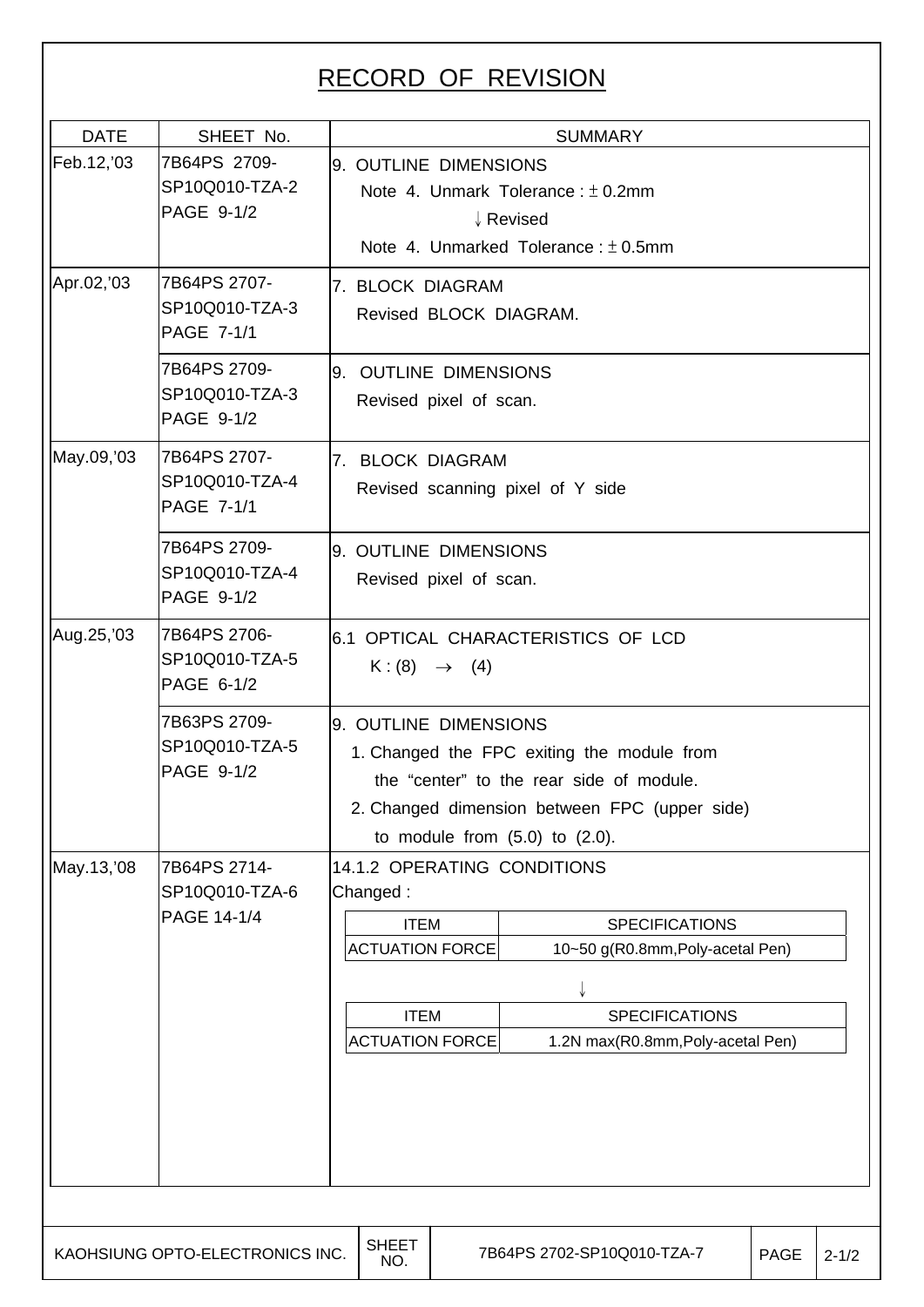# RECORD OF REVISION

| DATE | SHEET No. | SUMMARY |
|---|---|---|
| Feb.12,'03 | 7B64PS 2709-SP10Q010-TZA-2 PAGE 9-1/2 | 9. OUTLINE DIMENSIONS<br>Note 4. Unmark Tolerance : ± 0.2mm<br>↓ Revised<br>Note 4. Unmarked Tolerance : ± 0.5mm |
| Apr.02,'03 | 7B64PS 2707-SP10Q010-TZA-3 PAGE 7-1/1 | 7. BLOCK DIAGRAM<br>Revised BLOCK DIAGRAM. |
| | 7B64PS 2709-SP10Q010-TZA-3 PAGE 9-1/2 | 9. OUTLINE DIMENSIONS<br>Revised pixel of scan. |
| May.09,'03 | 7B64PS 2707-SP10Q010-TZA-4 PAGE 7-1/1 | 7. BLOCK DIAGRAM<br>Revised scanning pixel of Y side |
| | 7B64PS 2709-SP10Q010-TZA-4 PAGE 9-1/2 | 9. OUTLINE DIMENSIONS<br>Revised pixel of scan. |
| Aug.25,'03 | 7B64PS 2706-SP10Q010-TZA-5 PAGE 6-1/2 | 6.1 OPTICAL CHARACTERISTICS OF LCD<br>K : (8) → (4) |
| | 7B63PS 2709-SP10Q010-TZA-5 PAGE 9-1/2 | 9. OUTLINE DIMENSIONS<br>1. Changed the FPC exiting the module from the "center" to the rear side of module.<br>2. Changed dimension between FPC (upper side) to module from (5.0) to (2.0). |
| May.13,'08 | 7B64PS 2714-SP10Q010-TZA-6 PAGE 14-1/4 | 14.1.2 OPERATING CONDITIONS<br>Changed :<br>ITEM: ACTUATION FORCE — SPECIFICATIONS: 10~50 g(R0.8mm,Poly-acetal Pen)<br>↓<br>ITEM: ACTUATION FORCE — SPECIFICATIONS: 1.2N max(R0.8mm,Poly-acetal Pen) |

KAOHSIUNG OPTO-ELECTRONICS INC. | SHEET NO. 7B64PS 2702-SP10Q010-TZA-7 | PAGE 2-1/2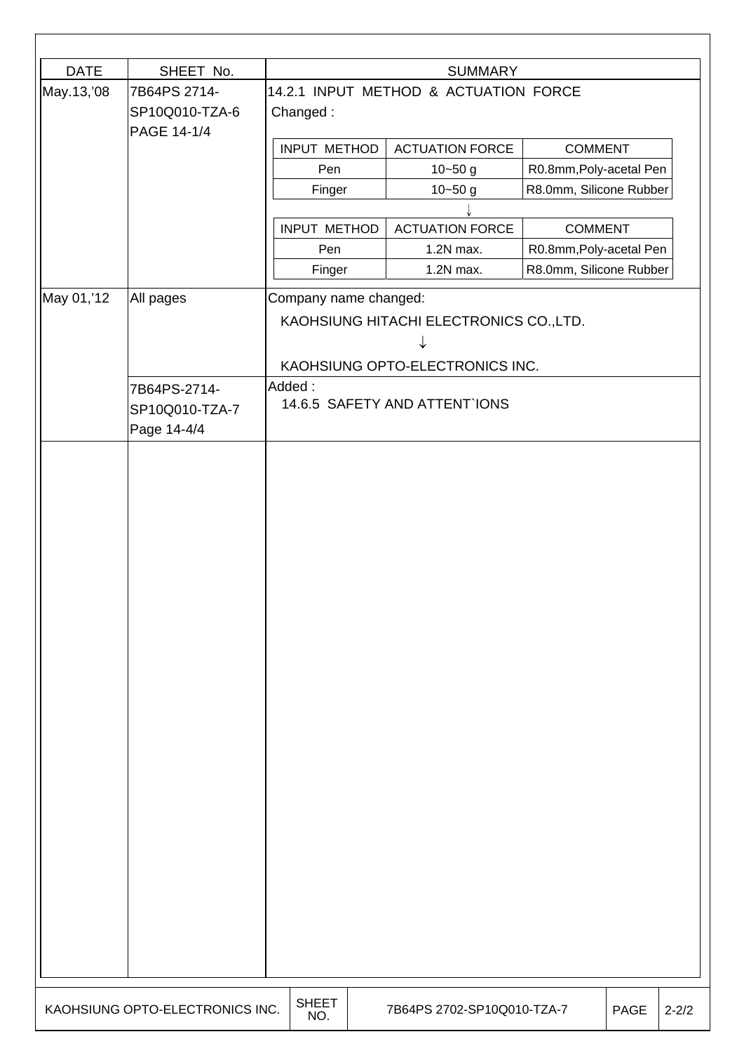| DATE | SHEET No. | SUMMARY |
|---|---|---|
| May.13,'08 | 7B64PS 2714-SP10Q010-TZA-6 PAGE 14-1/4 | 14.2.1 INPUT METHOD & ACTUATION FORCE<br>Changed :<br>INPUT METHOD / ACTUATION FORCE / COMMENT<br>Pen / 10~50 g / R0.8mm,Poly-acetal Pen<br>Finger / 10~50 g / R8.0mm, Silicone Rubber<br>↓<br>INPUT METHOD / ACTUATION FORCE / COMMENT<br>Pen / 1.2N max. / R0.8mm,Poly-acetal Pen<br>Finger / 1.2N max. / R8.0mm, Silicone Rubber |
| May 01,'12 | All pages | Company name changed:<br>KAOHSIUNG HITACHI ELECTRONICS CO.,LTD.<br>↓<br>KAOHSIUNG OPTO-ELECTRONICS INC. |
| | 7B64PS-2714-SP10Q010-TZA-7 Page 14-4/4 | Added :<br>14.6.5 SAFETY AND ATTENT`IONS |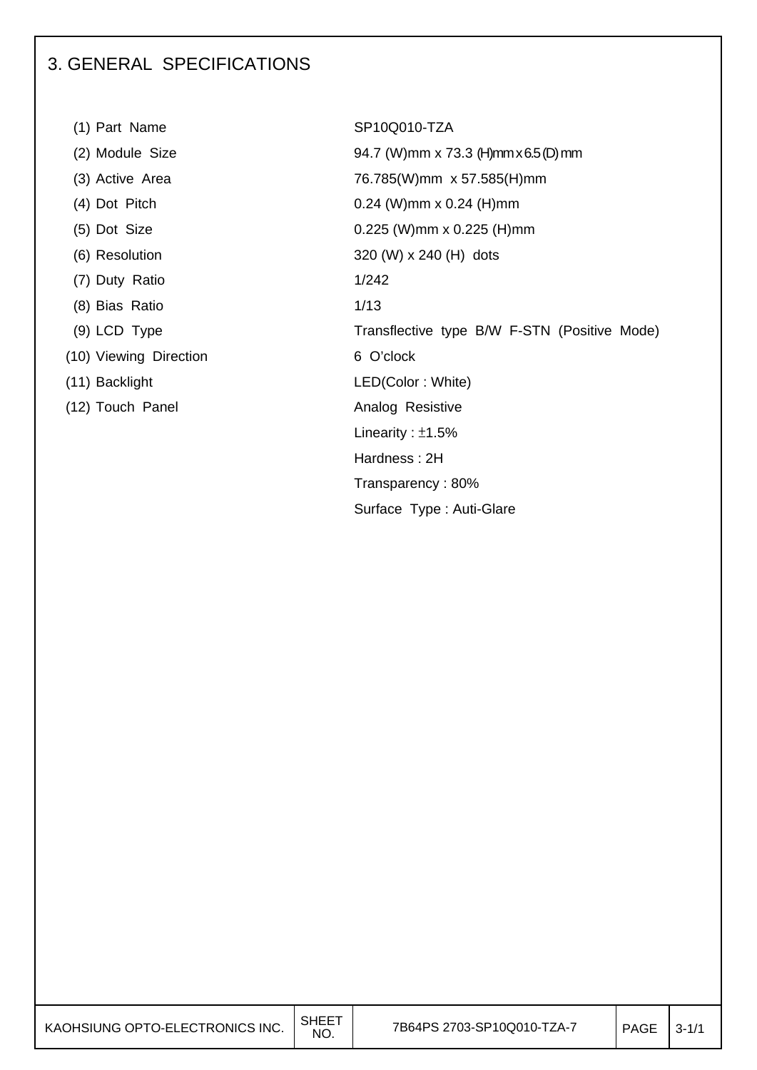## 3. GENERAL SPECIFICATIONS

| | |
|---|---|
| (1) Part Name | SP10Q010-TZA |
| (2) Module Size | 94.7 (W)mm x 73.3 (H)mm x 6.5 (D) mm |
| (3) Active Area | 76.785(W)mm x 57.585(H)mm |
| (4) Dot Pitch | 0.24 (W)mm x 0.24 (H)mm |
| (5) Dot Size | 0.225 (W)mm x 0.225 (H)mm |
| (6) Resolution | 320 (W) x 240 (H) dots |
| (7) Duty Ratio | 1/242 |
| (8) Bias Ratio | 1/13 |
| (9) LCD Type | Transflective type B/W F-STN (Positive Mode) |
| (10) Viewing Direction | 6 O'clock |
| (11) Backlight | LED(Color : White) |
| (12) Touch Panel | Analog Resistive |
| | Linearity : ±1.5% |
| | Hardness : 2H |
| | Transparency : 80% |
| | Surface Type : Auti-Glare |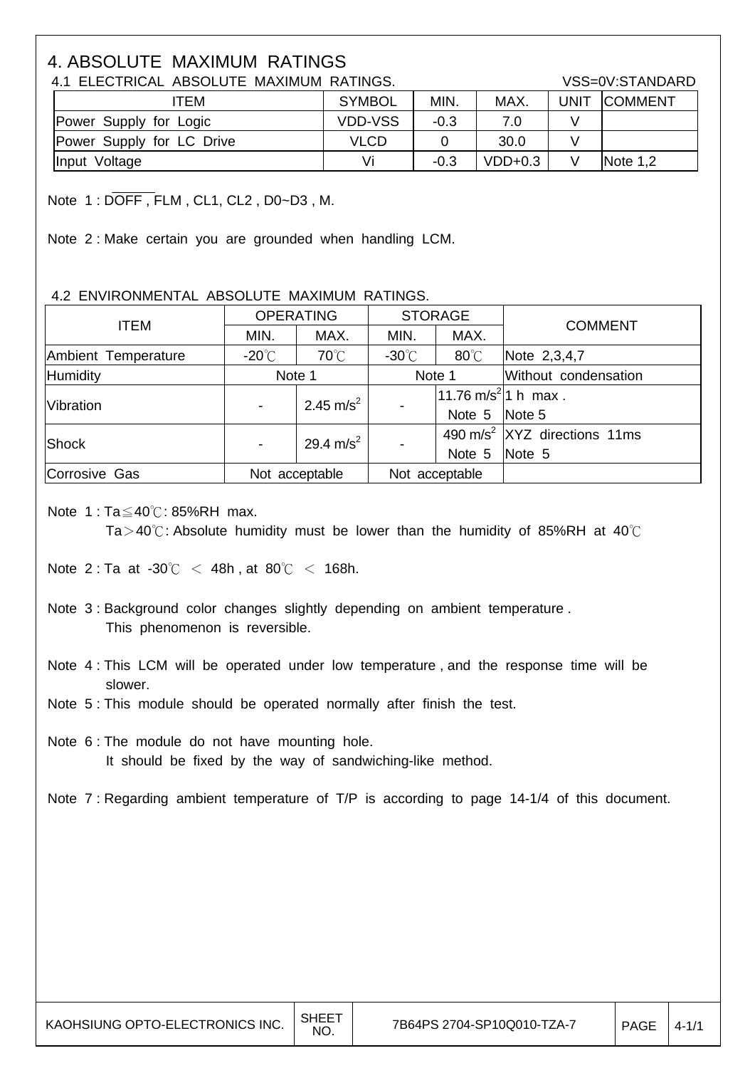# 4. ABSOLUTE MAXIMUM RATINGS

4.1 ELECTRICAL ABSOLUTE MAXIMUM RATINGS. VSS=0V:STANDARD

| ITEM | SYMBOL | MIN. | MAX. | UNIT | COMMENT |
|---|---|---|---|---|---|
| Power Supply for Logic | VDD-VSS | -0.3 | 7.0 | V | |
| Power Supply for LC Drive | VLCD | 0 | 30.0 | V | |
| Input Voltage | Vi | -0.3 | VDD+0.3 | V | Note 1,2 |

Note 1 : $\overline{\text{DOFF}}$ , FLM , CL1, CL2 , D0~D3 , M.

Note 2 : Make certain you are grounded when handling LCM.

4.2 ENVIRONMENTAL ABSOLUTE MAXIMUM RATINGS.

| ITEM | OPERATING | | STORAGE | | COMMENT |
|---|---|---|---|---|---|
| | MIN. | MAX. | MIN. | MAX. | |
| Ambient Temperature | -20℃ | 70℃ | -30℃ | 80℃ | Note 2,3,4,7 |
| Humidity | Note 1 | | Note 1 | | Without condensation |
| Vibration | - | 2.45 $m/s^2$ | - | 11.76 $m/s^2$ Note 5 | 1 h max . Note 5 |
| Shock | - | 29.4 $m/s^2$ | - | 490 $m/s^2$ Note 5 | XYZ directions 11ms Note 5 |
| Corrosive Gas | Not acceptable | | Not acceptable | | |

Note 1 : Ta≦40℃: 85%RH max.
Ta＞40℃: Absolute humidity must be lower than the humidity of 85%RH at 40℃

Note 2 : Ta at -30℃ ＜ 48h , at 80℃ ＜ 168h.

Note 3 : Background color changes slightly depending on ambient temperature .
This phenomenon is reversible.

Note 4 : This LCM will be operated under low temperature , and the response time will be slower.

Note 5 : This module should be operated normally after finish the test.

Note 6 : The module do not have mounting hole.
It should be fixed by the way of sandwiching-like method.

Note 7 : Regarding ambient temperature of T/P is according to page 14-1/4 of this document.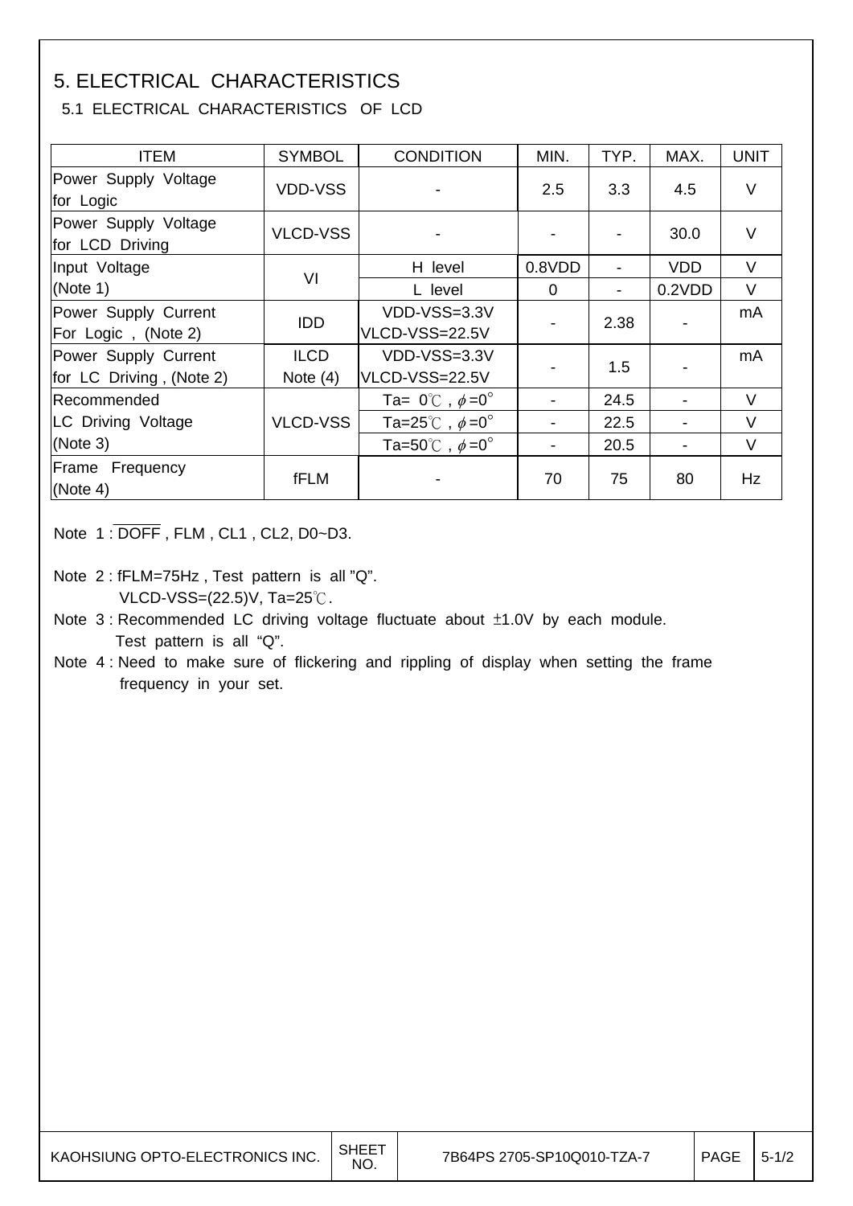# 5. ELECTRICAL CHARACTERISTICS

## 5.1 ELECTRICAL CHARACTERISTICS OF LCD

| ITEM | SYMBOL | CONDITION | MIN. | TYP. | MAX. | UNIT |
|---|---|---|---|---|---|---|
| Power Supply Voltage for Logic | VDD-VSS | - | 2.5 | 3.3 | 4.5 | V |
| Power Supply Voltage for LCD Driving | VLCD-VSS | - | - | - | 30.0 | V |
| Input Voltage (Note 1) | VI | H level | 0.8VDD | - | VDD | V |
| | | L level | 0 | - | 0.2VDD | V |
| Power Supply Current For Logic , (Note 2) | IDD | VDD-VSS=3.3V VLCD-VSS=22.5V | - | 2.38 | - | mA |
| Power Supply Current for LC Driving , (Note 2) | ILCD Note (4) | VDD-VSS=3.3V VLCD-VSS=22.5V | - | 1.5 | - | mA |
| Recommended LC Driving Voltage (Note 3) | VLCD-VSS | Ta= 0℃ , $\phi$=0° | - | 24.5 | - | V |
| | | Ta=25℃ , $\phi$=0° | - | 22.5 | - | V |
| | | Ta=50℃ , $\phi$=0° | - | 20.5 | - | V |
| Frame Frequency (Note 4) | fFLM | - | 70 | 75 | 80 | Hz |

Note 1 : $\overline{\text{DOFF}}$ , FLM , CL1 , CL2, D0~D3.

Note 2 : fFLM=75Hz , Test pattern is all "Q".
VLCD-VSS=(22.5)V, Ta=25℃.

Note 3 : Recommended LC driving voltage fluctuate about ±1.0V by each module.
Test pattern is all "Q".

Note 4 : Need to make sure of flickering and rippling of display when setting the frame frequency in your set.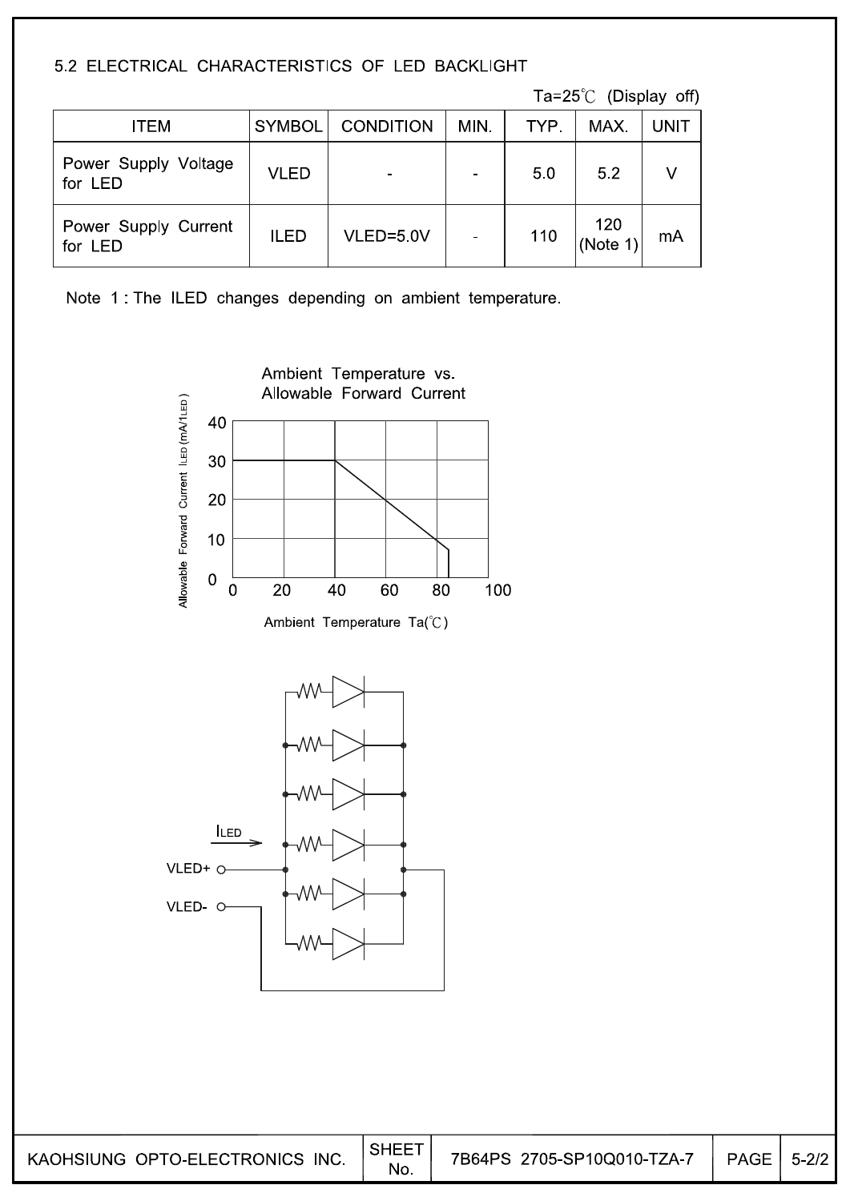## 5.2 ELECTRICAL CHARACTERISTICS OF LED BACKLIGHT

Ta=25℃ (Display off)

| ITEM | SYMBOL | CONDITION | MIN. | TYP. | MAX. | UNIT |
|---|---|---|---|---|---|---|
| Power Supply Voltage for LED | VLED | - | - | 5.0 | 5.2 | V |
| Power Supply Current for LED | ILED | VLED=5.0V | - | 110 | 120 (Note 1) | mA |

Note 1 : The ILED changes depending on ambient temperature.

Ambient Temperature vs. Allowable Forward Current

Allowable Forward Current ILED (mA/ILED)

Ambient Temperature Ta(℃)

ILED

VLED+

VLED-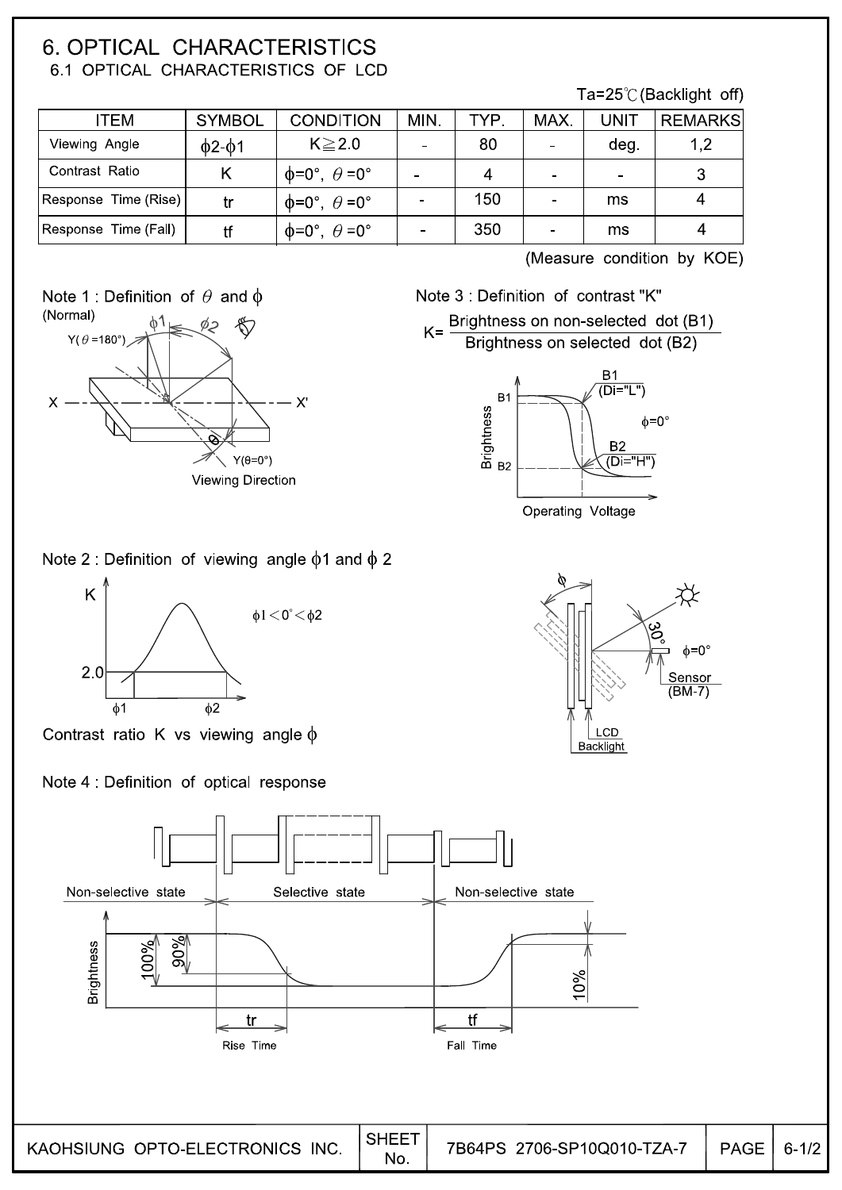# 6. OPTICAL CHARACTERISTICS

## 6.1 OPTICAL CHARACTERISTICS OF LCD

Ta=25℃ (Backlight off)

| ITEM | SYMBOL | CONDITION | MIN. | TYP. | MAX. | UNIT | REMARKS |
|---|---|---|---|---|---|---|---|
| Viewing Angle | $\phi 2$-$\phi 1$ | $K \geqq 2.0$ | - | 80 | - | deg. | 1,2 |
| Contrast Ratio | K | $\phi$=0°, $\theta$=0° | - | 4 | - | - | 3 |
| Response Time (Rise) | tr | $\phi$=0°, $\theta$=0° | - | 150 | - | ms | 4 |
| Response Time (Fall) | tf | $\phi$=0°, $\theta$=0° | - | 350 | - | ms | 4 |

(Measure condition by KOE)

Note 1 : Definition of $\theta$ and $\phi$

(Normal)

Y($\theta$=180°)

X — X'

Y($\theta$=0°)

Viewing Direction

Note 3 : Definition of contrast "K"

$$K = \frac{\text{Brightness on non-selected dot (B1)}}{\text{Brightness on selected dot (B2)}}$$

B1 (Di="L")

B2 (Di="H")

$\phi$=0°

Brightness

Operating Voltage

Note 2 : Definition of viewing angle $\phi 1$ and $\phi 2$

$\phi 1 < 0° < \phi 2$

Contrast ratio K vs viewing angle $\phi$

30°

$\phi$=0°

Sensor (BM-7)

LCD

Backlight

Note 4 : Definition of optical response

Non-selective state — Selective state — Non-selective state

Brightness

100%, 90%, 10%

tr — Rise Time

tf — Fall Time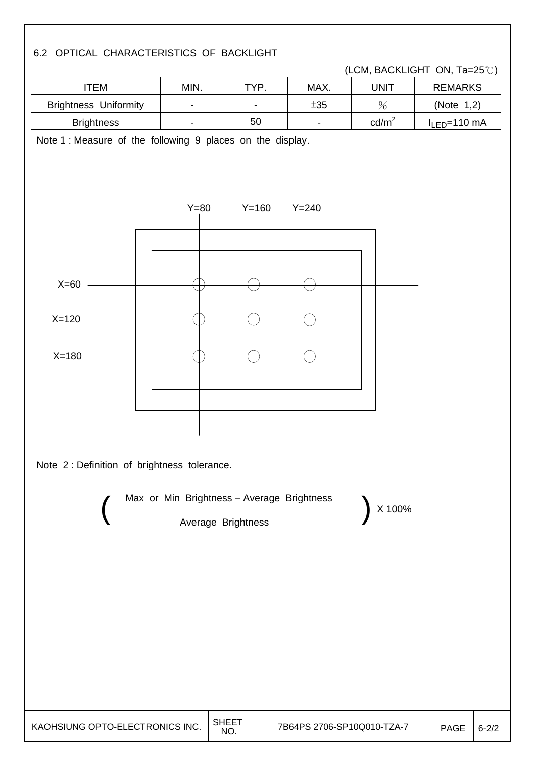## 6.2 OPTICAL CHARACTERISTICS OF BACKLIGHT

(LCM, BACKLIGHT ON, Ta=25℃)

| ITEM | MIN. | TYP. | MAX. | UNIT | REMARKS |
|---|---|---|---|---|---|
| Brightness Uniformity | - | - | ±35 | % | (Note 1,2) |
| Brightness | - | 50 | - | cd/m$^2$ | $I_{LED}$=110 mA |

Note 1 : Measure of the following 9 places on the display.

Y=80 Y=160 Y=240

X=60

X=120

X=180

Note 2 : Definition of brightness tolerance.

$$\left( \frac{\text{Max or Min Brightness} - \text{Average Brightness}}{\text{Average Brightness}} \right) \times 100\%$$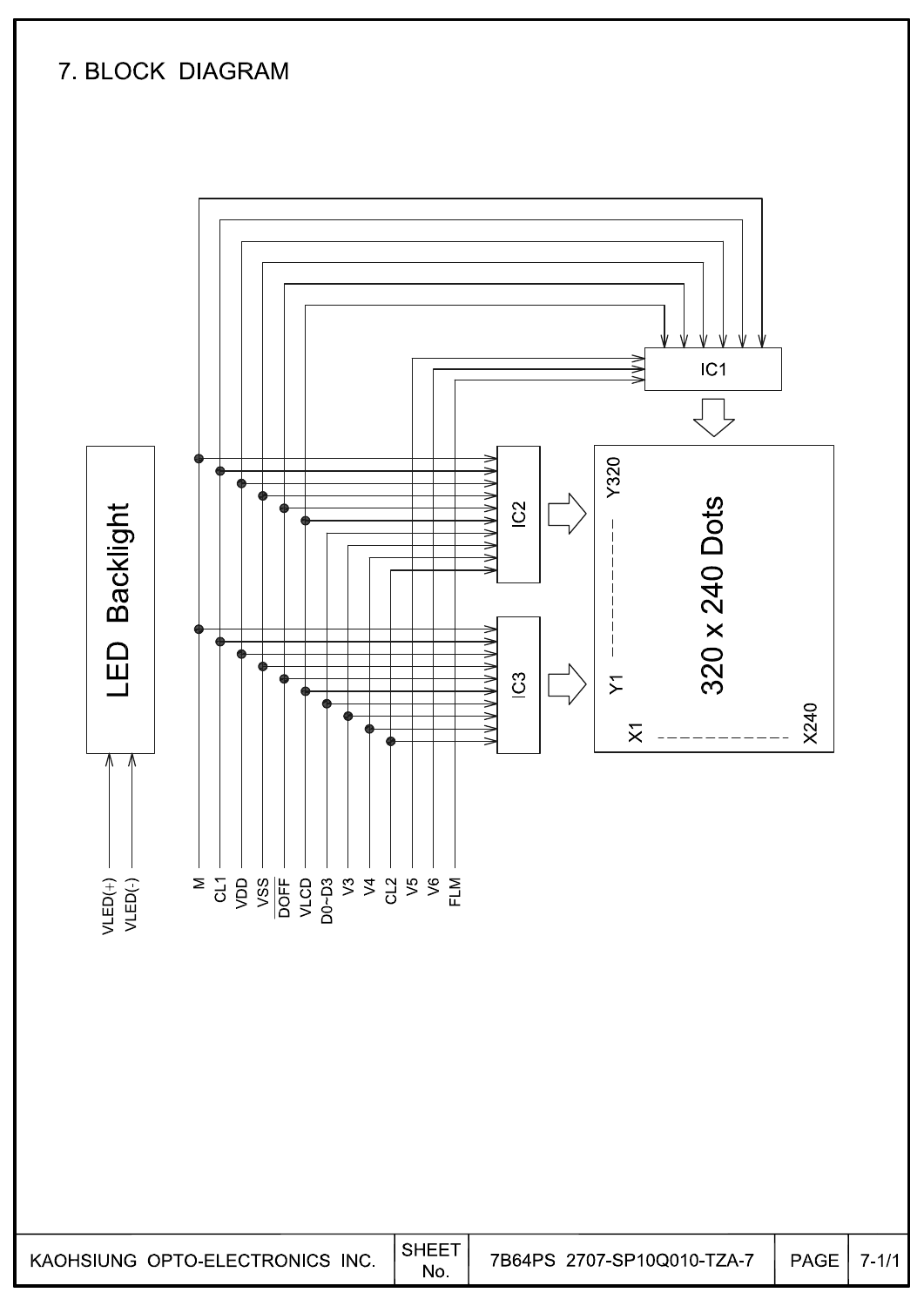# 7. BLOCK DIAGRAM

LED Backlight

VLED(+) VLED(-)

M CL1 VDD VSS DOFF VLCD D0~D3 V3 V4 CL2 V5 V6 FLM

IC1

IC2

IC3

320 x 240 Dots

Y320

Y1

X1

X240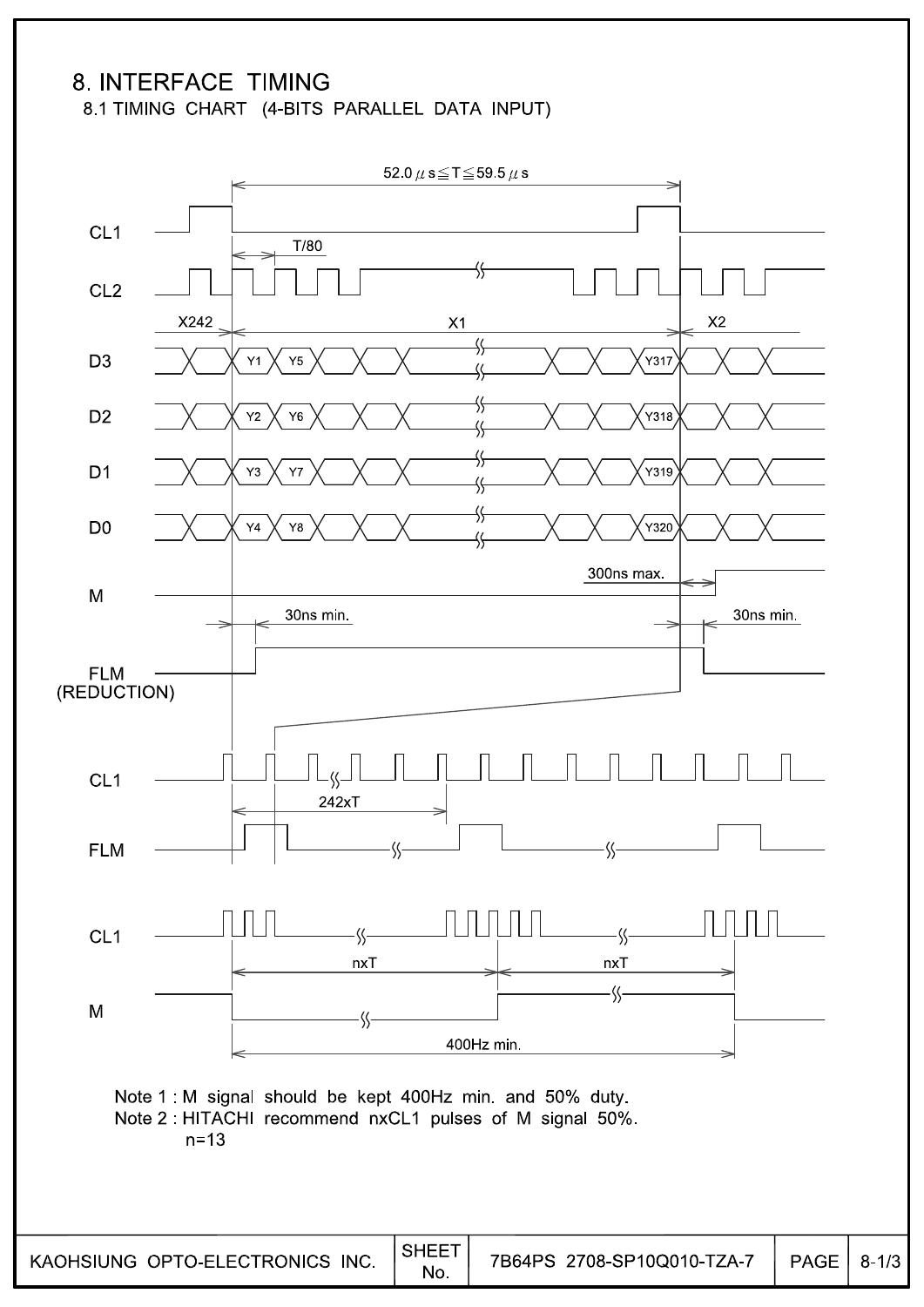# 8. INTERFACE TIMING

## 8.1 TIMING CHART (4-BITS PARALLEL DATA INPUT)

$52.0\,\mu s \leqq T \leqq 59.5\,\mu s$

CL1

CL2 — T/80

X242 — X1 — X2

D3: Y1, Y5, ..., Y317

D2: Y2, Y6, ..., Y318

D1: Y3, Y7, ..., Y319

D0: Y4, Y8, ..., Y320

M — 300ns max.

FLM (REDUCTION) — 30ns min. — 30ns min.

CL1

FLM — 242xT

CL1

M — nxT — nxT — 400Hz min.

Note 1 : M signal should be kept 400Hz min. and 50% duty.

Note 2 : HITACHI recommend nxCL1 pulses of M signal 50%.
n=13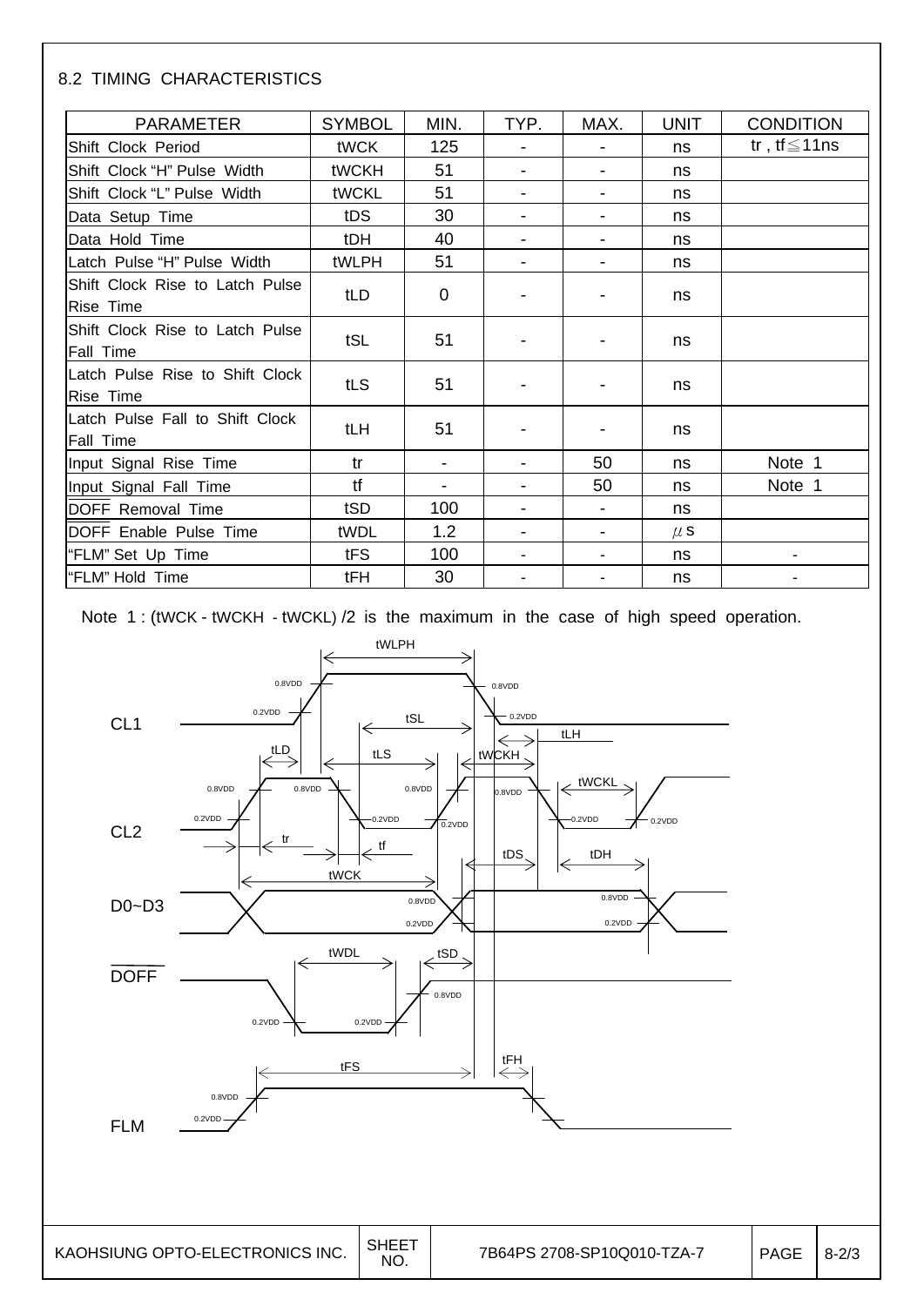## 8.2 TIMING CHARACTERISTICS

| PARAMETER | SYMBOL | MIN. | TYP. | MAX. | UNIT | CONDITION |
|---|---|---|---|---|---|---|
| Shift Clock Period | tWCK | 125 | - | - | ns | tr , tf≦11ns |
| Shift Clock "H" Pulse Width | tWCKH | 51 | - | - | ns | |
| Shift Clock "L" Pulse Width | tWCKL | 51 | - | - | ns | |
| Data Setup Time | tDS | 30 | - | - | ns | |
| Data Hold Time | tDH | 40 | - | - | ns | |
| Latch Pulse "H" Pulse Width | tWLPH | 51 | - | - | ns | |
| Shift Clock Rise to Latch Pulse Rise Time | tLD | 0 | - | - | ns | |
| Shift Clock Rise to Latch Pulse Fall Time | tSL | 51 | - | - | ns | |
| Latch Pulse Rise to Shift Clock Rise Time | tLS | 51 | - | - | ns | |
| Latch Pulse Fall to Shift Clock Fall Time | tLH | 51 | - | - | ns | |
| Input Signal Rise Time | tr | - | - | 50 | ns | Note 1 |
| Input Signal Fall Time | tf | - | - | 50 | ns | Note 1 |
| DOFF Removal Time | tSD | 100 | - | - | ns | |
| DOFF Enable Pulse Time | tWDL | 1.2 | - | - | μs | |
| "FLM" Set Up Time | tFS | 100 | - | - | ns | - |
| "FLM" Hold Time | tFH | 30 | - | - | ns | - |

Note 1 : (tWCK - tWCKH - tWCKL) /2 is the maximum in the case of high speed operation.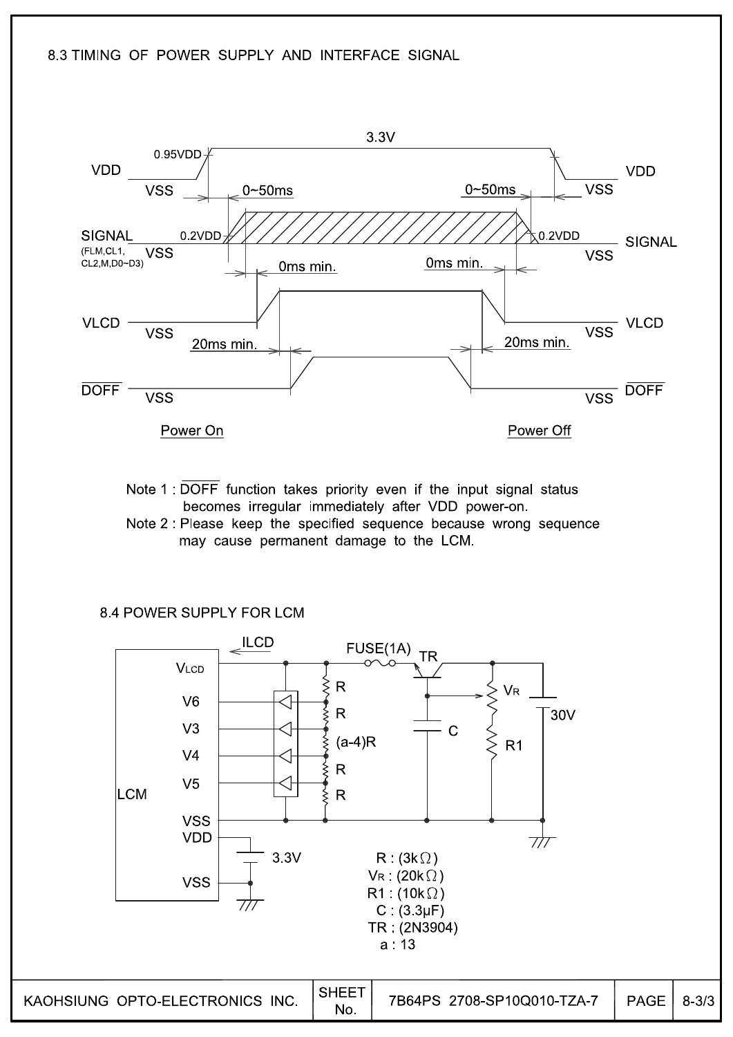## 8.3 TIMING OF POWER SUPPLY AND INTERFACE SIGNAL

VDD — 3.3V — 0.95VDD — VSS — 0~50ms — 0~50ms — VSS — VDD

SIGNAL (FLM,CL1, CL2,M,D0~D3) — 0.2VDD — VSS — 0.2VDD — VSS — SIGNAL

0ms min. — 0ms min.

VLCD — VSS — VSS — VLCD

20ms min. — 20ms min.

$\overline{DOFF}$ — VSS — VSS — $\overline{DOFF}$

Power On — Power Off

Note 1 : $\overline{DOFF}$ function takes priority even if the input signal status becomes irregular immediately after VDD power-on.

Note 2 : Please keep the specified sequence because wrong sequence may cause permanent damage to the LCM.

## 8.4 POWER SUPPLY FOR LCM

ILCD — FUSE(1A) — TR — $V_R$ — R1 — C — 30V

LCM: $V_{LCD}$, V6, V3, V4, V5, VSS, VDD, VSS — 3.3V

R, R, (a-4)R, R, R

- R : (3kΩ)
- $V_R$ : (20kΩ)
- R1 : (10kΩ)
- C : (3.3μF)
- TR : (2N3904)
- a : 13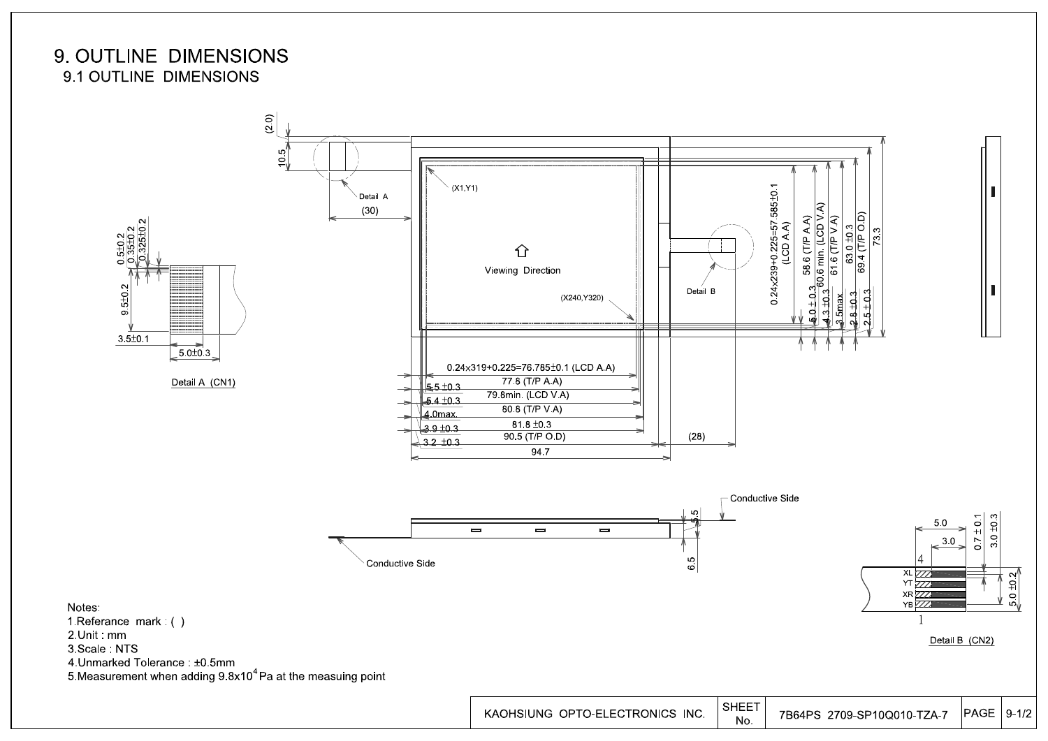# 9. OUTLINE DIMENSIONS

## 9.1 OUTLINE DIMENSIONS

Detail A (CN1)

Detail B (CN2)

Notes:

1. Referance mark : ( )
2. Unit : mm
3. Scale : NTS
4. Unmarked Tolerance : ±0.5mm
5. Measurement when adding $9.8 \times 10^4$ Pa at the measuing point

| KAOHSIUNG OPTO-ELECTRONICS INC. | SHEET No. | 7B64PS 2709-SP10Q010-TZA-7 | PAGE | 9-1/2 |
|---|---|---|---|---|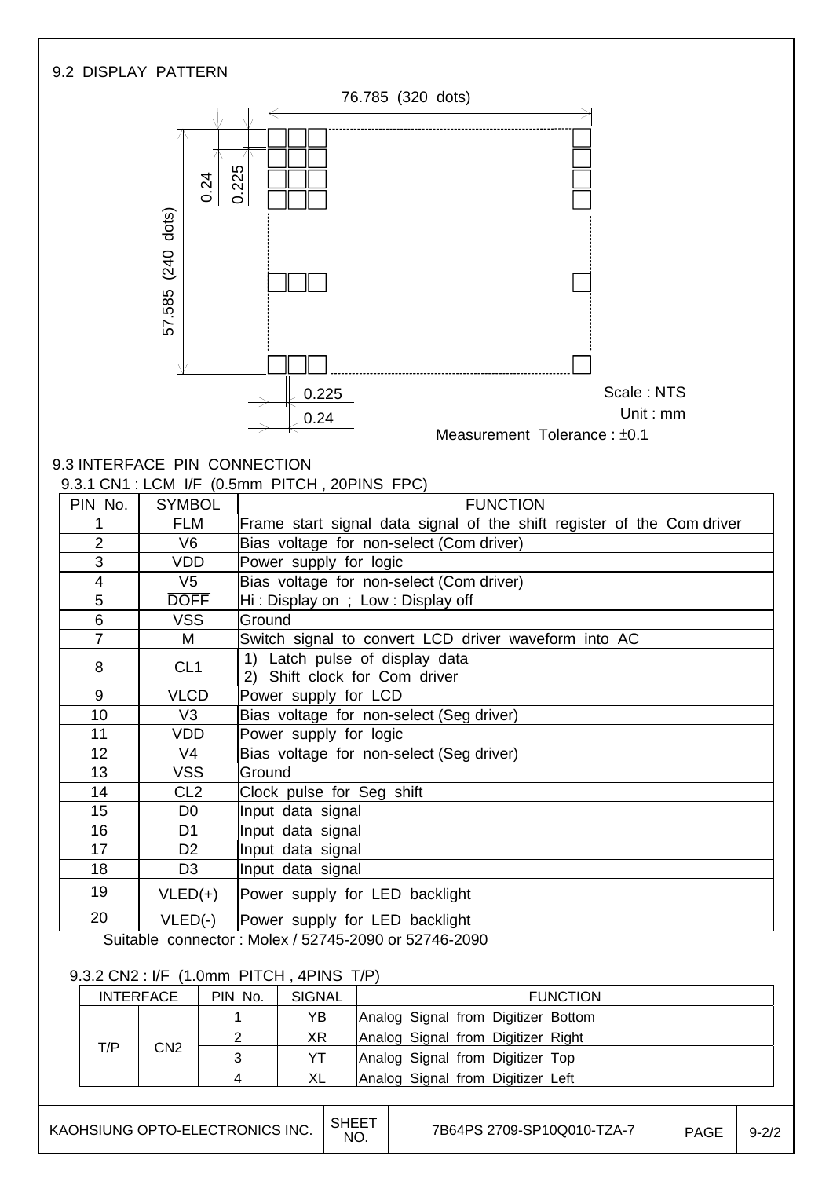### 9.2 DISPLAY PATTERN

76.785 (320 dots)

57.585 (240 dots)

0.24

0.225

0.225

0.24

Scale : NTS

Unit : mm

Measurement Tolerance : ±0.1

### 9.3 INTERFACE PIN CONNECTION

#### 9.3.1 CN1 : LCM I/F (0.5mm PITCH , 20PINS FPC)

| PIN No. | SYMBOL | FUNCTION |
|---|---|---|
| 1 | FLM | Frame start signal data signal of the shift register of the Com driver |
| 2 | V6 | Bias voltage for non-select (Com driver) |
| 3 | VDD | Power supply for logic |
| 4 | V5 | Bias voltage for non-select (Com driver) |
| 5 | $\overline{\text{DOFF}}$ | Hi : Display on ; Low : Display off |
| 6 | VSS | Ground |
| 7 | M | Switch signal to convert LCD driver waveform into AC |
| 8 | CL1 | 1) Latch pulse of display data<br>2) Shift clock for Com driver |
| 9 | VLCD | Power supply for LCD |
| 10 | V3 | Bias voltage for non-select (Seg driver) |
| 11 | VDD | Power supply for logic |
| 12 | V4 | Bias voltage for non-select (Seg driver) |
| 13 | VSS | Ground |
| 14 | CL2 | Clock pulse for Seg shift |
| 15 | D0 | Input data signal |
| 16 | D1 | Input data signal |
| 17 | D2 | Input data signal |
| 18 | D3 | Input data signal |
| 19 | VLED(+) | Power supply for LED backlight |
| 20 | VLED(-) | Power supply for LED backlight |

Suitable connector : Molex / 52745-2090 or 52746-2090

#### 9.3.2 CN2 : I/F (1.0mm PITCH , 4PINS T/P)

| INTERFACE | | PIN No. | SIGNAL | FUNCTION |
|---|---|---|---|---|
| T/P | CN2 | 1 | YB | Analog Signal from Digitizer Bottom |
| | | 2 | XR | Analog Signal from Digitizer Right |
| | | 3 | YT | Analog Signal from Digitizer Top |
| | | 4 | XL | Analog Signal from Digitizer Left |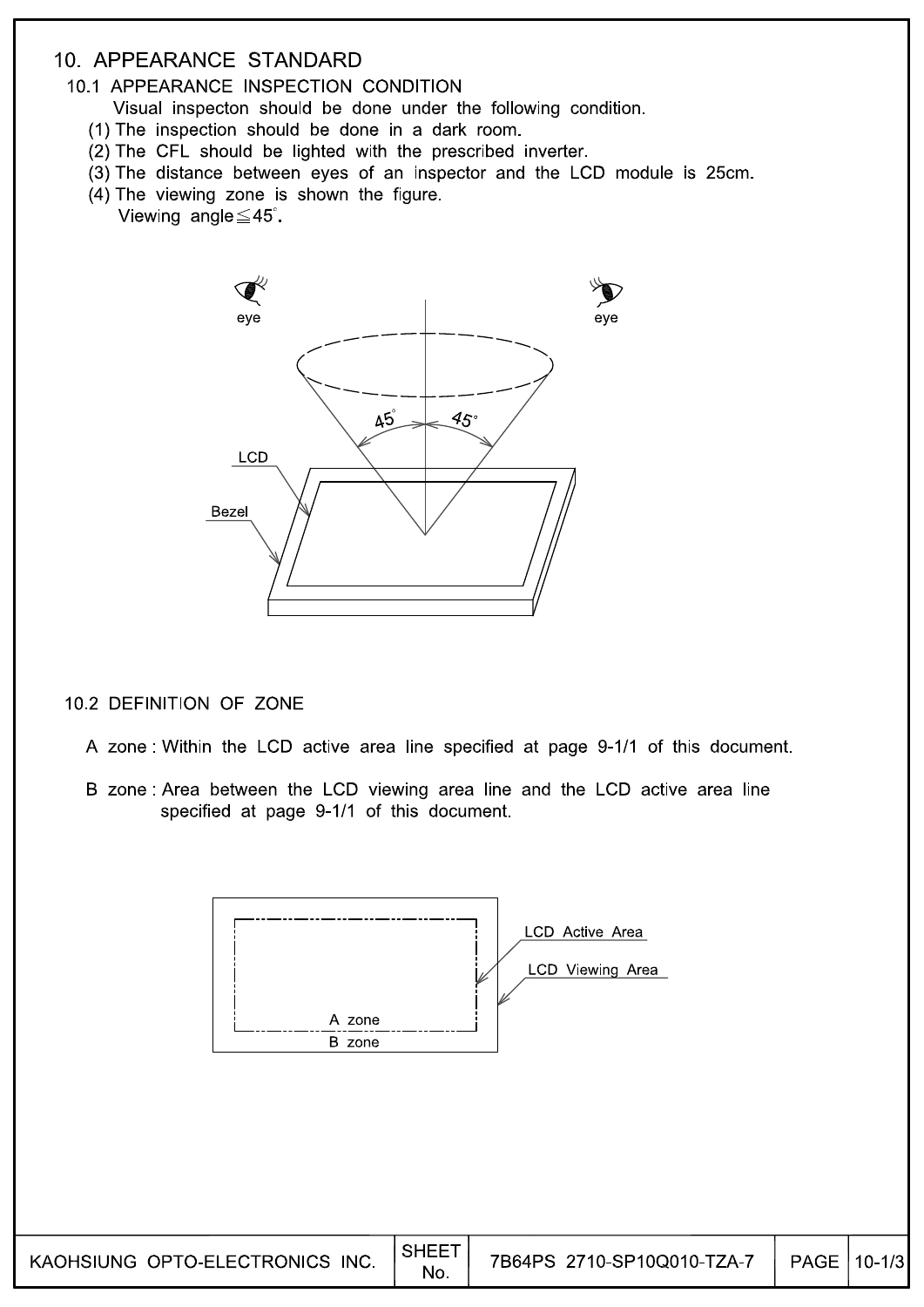# 10. APPEARANCE STANDARD

## 10.1 APPEARANCE INSPECTION CONDITION

Visual inspecton should be done under the following condition.

(1) The inspection should be done in a dark room.
(2) The CFL should be lighted with the prescribed inverter.
(3) The distance between eyes of an inspector and the LCD module is 25cm.
(4) The viewing zone is shown the figure.
Viewing angle≦45°.

## 10.2 DEFINITION OF ZONE

A zone : Within the LCD active area line specified at page 9-1/1 of this document.

B zone : Area between the LCD viewing area line and the LCD active area line specified at page 9-1/1 of this document.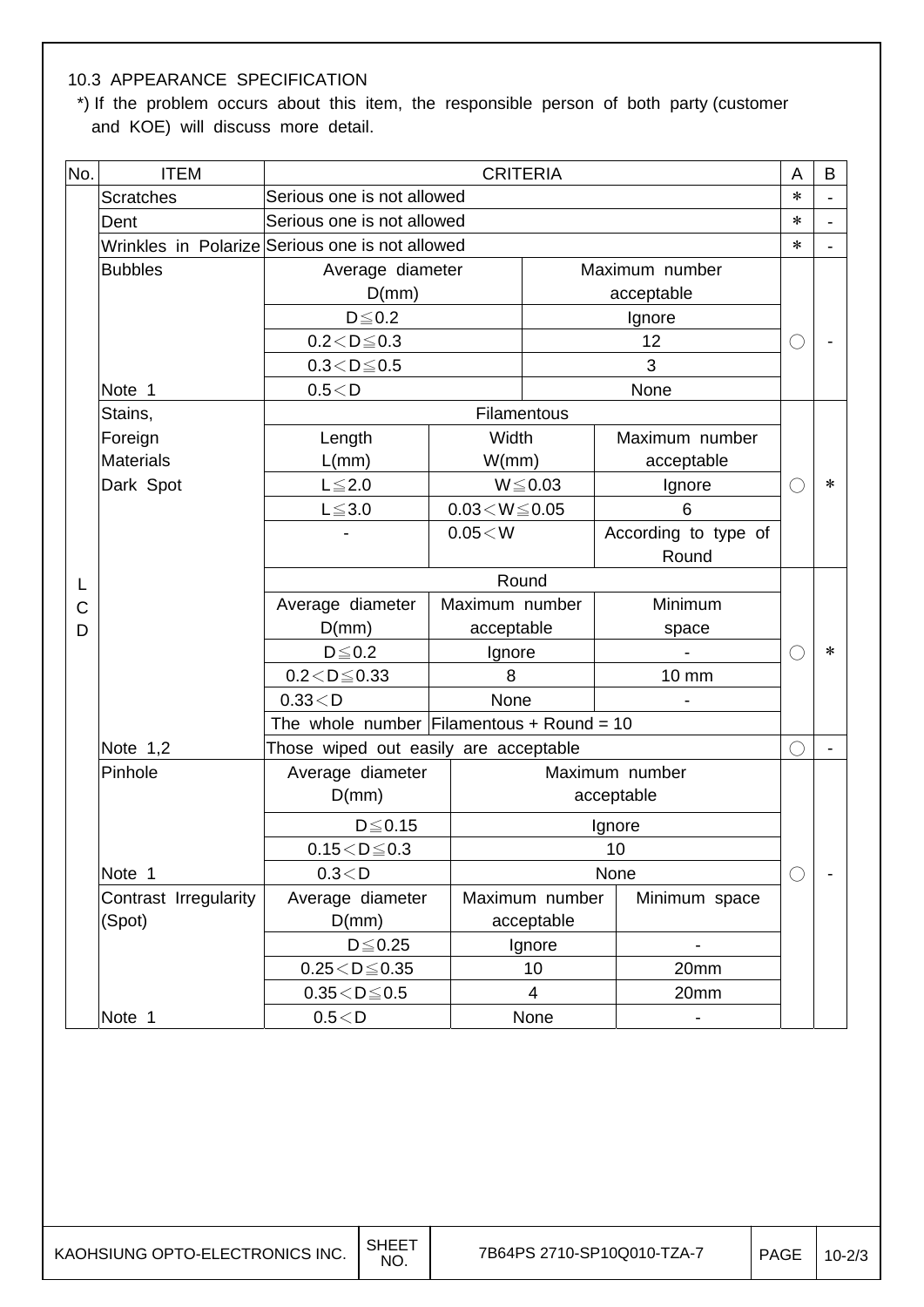10.3 APPEARANCE SPECIFICATION

*) If the problem occurs about this item, the responsible person of both party (customer and KOE) will discuss more detail.

| No. | ITEM | CRITERIA | | | A | B |
|---|---|---|---|---|---|---|
| LCD | Scratches | Serious one is not allowed | | | * | - |
| | Dent | Serious one is not allowed | | | * | - |
| | Wrinkles in Polarize | Serious one is not allowed | | | * | - |
| | Bubbles | Average diameter D(mm) | Maximum number acceptable | | ○ | - |
| | | D≦0.2 | Ignore | | | |
| | | 0.2＜D≦0.3 | 12 | | | |
| | | 0.3＜D≦0.5 | 3 | | | |
| | Note 1 | 0.5＜D | None | | | |
| | Stains, Foreign Materials Dark Spot | Filamentous | | | ○ | * |
| | | Length L(mm) | Width W(mm) | Maximum number acceptable | | |
| | | L≦2.0 | W≦0.03 | Ignore | | |
| | | L≦3.0 | 0.03＜W≦0.05 | 6 | | |
| | | - | 0.05＜W | According to type of Round | | |
| | | Round | | | ○ | * |
| | | Average diameter D(mm) | Maximum number acceptable | Minimum space | | |
| | | D≦0.2 | Ignore | - | | |
| | | 0.2＜D≦0.33 | 8 | 10 mm | | |
| | | 0.33＜D | None | - | | |
| | | The whole number | Filamentous + Round = 10 | | | |
| | Note 1,2 | Those wiped out easily are acceptable | | | ○ | - |
| | Pinhole | Average diameter D(mm) | Maximum number acceptable | | ○ | - |
| | | D≦0.15 | Ignore | | | |
| | | 0.15＜D≦0.3 | 10 | | | |
| | Note 1 | 0.3＜D | None | | | |
| | Contrast Irregularity (Spot) | Average diameter D(mm) | Maximum number acceptable | Minimum space | | |
| | | D≦0.25 | Ignore | - | | |
| | | 0.25＜D≦0.35 | 10 | 20mm | | |
| | | 0.35＜D≦0.5 | 4 | 20mm | | |
| | Note 1 | 0.5＜D | None | - | | |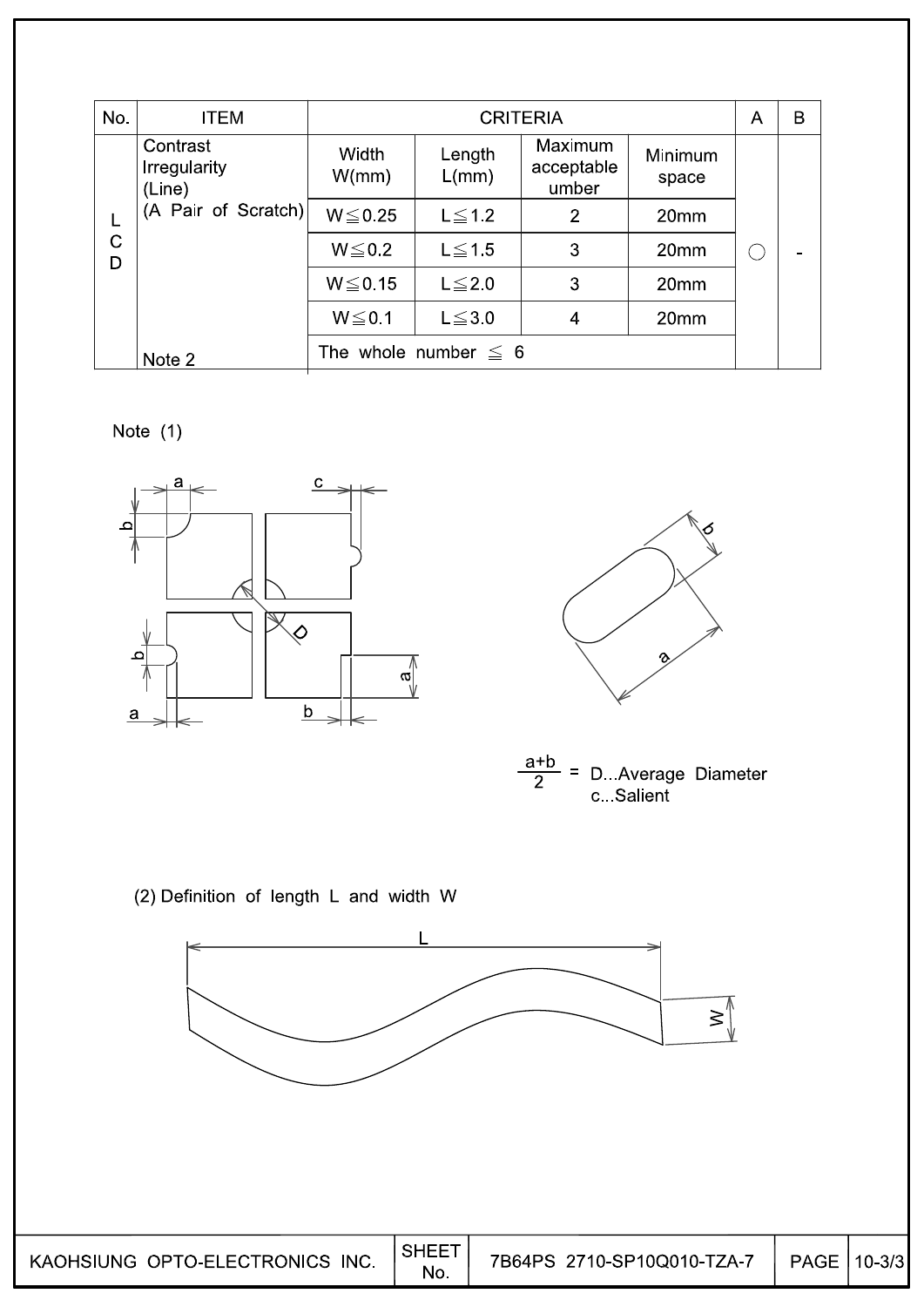| No. | ITEM | CRITERIA | | | | A | B |
|---|---|---|---|---|---|---|---|
| LCD | Contrast Irregularity (Line) (A Pair of Scratch) | Width W(mm) | Length L(mm) | Maximum acceptable umber | Minimum space | ○ | - |
| | | W≦0.25 | L≦1.2 | 2 | 20mm | | |
| | | W≦0.2 | L≦1.5 | 3 | 20mm | | |
| | | W≦0.15 | L≦2.0 | 3 | 20mm | | |
| | | W≦0.1 | L≦3.0 | 4 | 20mm | | |
| | Note 2 | The whole number ≦ 6 | | | | | |

Note (1)

$\frac{a+b}{2}$ = D...Average Diameter
c...Salient

(2) Definition of length L and width W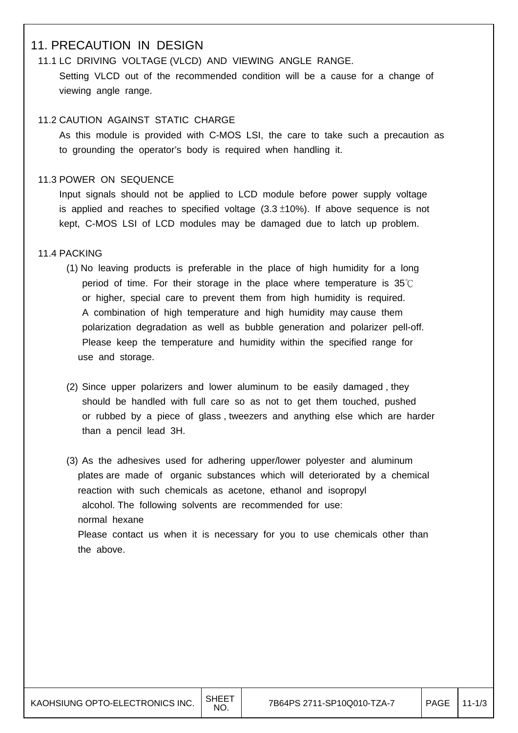# 11. PRECAUTION IN DESIGN

## 11.1 LC DRIVING VOLTAGE (VLCD) AND VIEWING ANGLE RANGE.

Setting VLCD out of the recommended condition will be a cause for a change of viewing angle range.

## 11.2 CAUTION AGAINST STATIC CHARGE

As this module is provided with C-MOS LSI, the care to take such a precaution as to grounding the operator's body is required when handling it.

## 11.3 POWER ON SEQUENCE

Input signals should not be applied to LCD module before power supply voltage is applied and reaches to specified voltage (3.3 ±10%). If above sequence is not kept, C-MOS LSI of LCD modules may be damaged due to latch up problem.

## 11.4 PACKING

(1) No leaving products is preferable in the place of high humidity for a long period of time. For their storage in the place where temperature is 35℃ or higher, special care to prevent them from high humidity is required. A combination of high temperature and high humidity may cause them polarization degradation as well as bubble generation and polarizer pell-off. Please keep the temperature and humidity within the specified range for use and storage.

(2) Since upper polarizers and lower aluminum to be easily damaged , they should be handled with full care so as not to get them touched, pushed or rubbed by a piece of glass , tweezers and anything else which are harder than a pencil lead 3H.

(3) As the adhesives used for adhering upper/lower polyester and aluminum plates are made of organic substances which will deteriorated by a chemical reaction with such chemicals as acetone, ethanol and isopropyl alcohol. The following solvents are recommended for use:
normal hexane
Please contact us when it is necessary for you to use chemicals other than the above.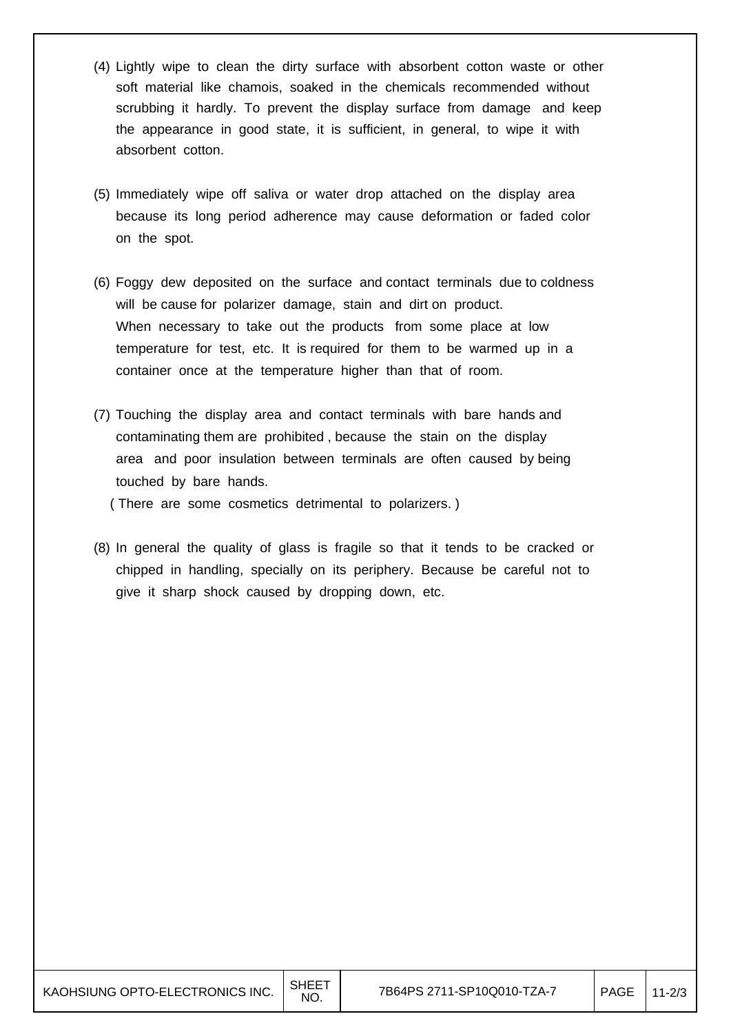(4) Lightly wipe to clean the dirty surface with absorbent cotton waste or other soft material like chamois, soaked in the chemicals recommended without scrubbing it hardly. To prevent the display surface from damage and keep the appearance in good state, it is sufficient, in general, to wipe it with absorbent cotton.

(5) Immediately wipe off saliva or water drop attached on the display area because its long period adherence may cause deformation or faded color on the spot.

(6) Foggy dew deposited on the surface and contact terminals due to coldness will be cause for polarizer damage, stain and dirt on product.
When necessary to take out the products from some place at low temperature for test, etc. It is required for them to be warmed up in a container once at the temperature higher than that of room.

(7) Touching the display area and contact terminals with bare hands and contaminating them are prohibited , because the stain on the display area and poor insulation between terminals are often caused by being touched by bare hands.
( There are some cosmetics detrimental to polarizers. )

(8) In general the quality of glass is fragile so that it tends to be cracked or chipped in handling, specially on its periphery. Because be careful not to give it sharp shock caused by dropping down, etc.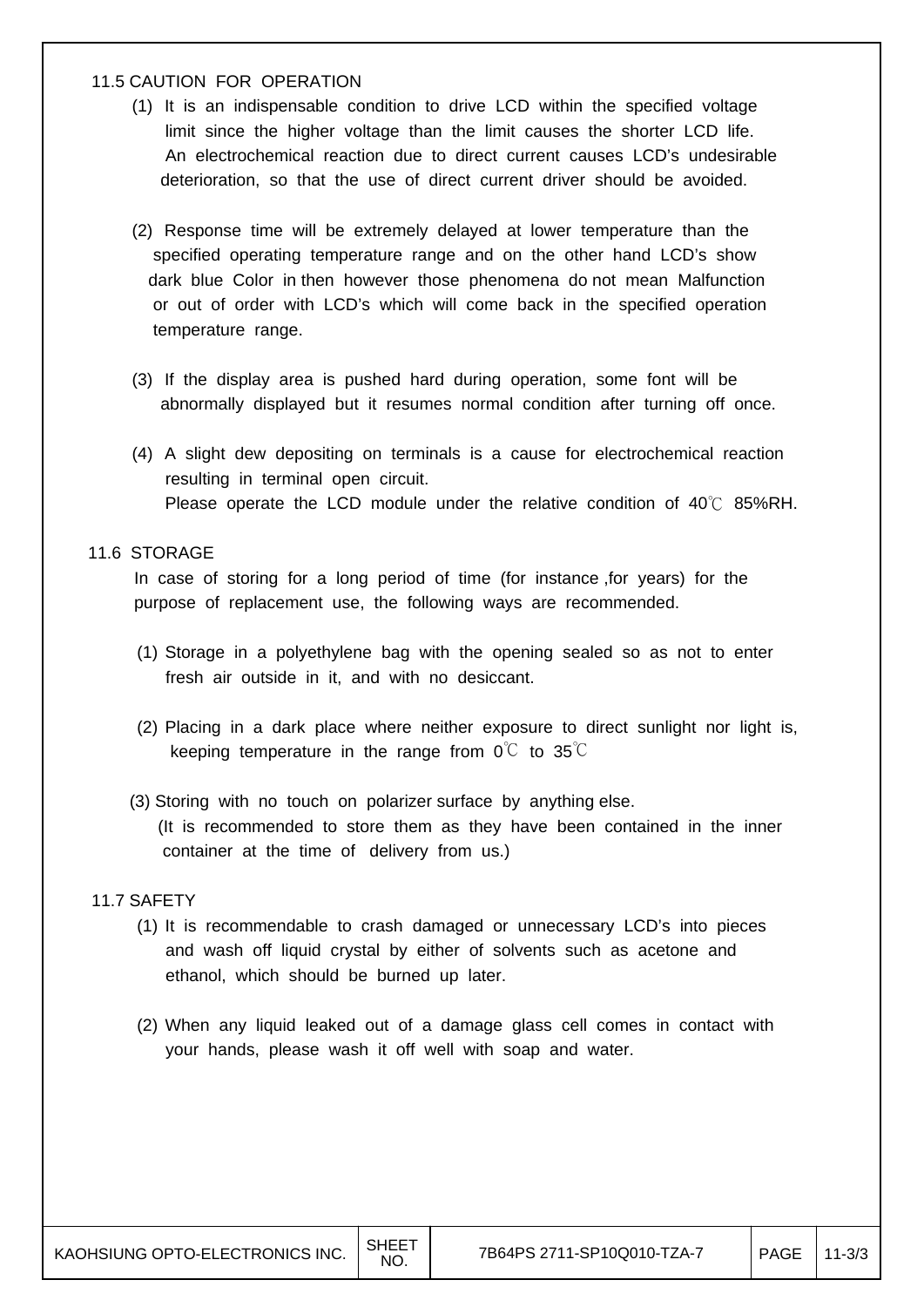## 11.5 CAUTION FOR OPERATION

(1) It is an indispensable condition to drive LCD within the specified voltage limit since the higher voltage than the limit causes the shorter LCD life. An electrochemical reaction due to direct current causes LCD's undesirable deterioration, so that the use of direct current driver should be avoided.

(2) Response time will be extremely delayed at lower temperature than the specified operating temperature range and on the other hand LCD's show dark blue Color in then however those phenomena do not mean Malfunction or out of order with LCD's which will come back in the specified operation temperature range.

(3) If the display area is pushed hard during operation, some font will be abnormally displayed but it resumes normal condition after turning off once.

(4) A slight dew depositing on terminals is a cause for electrochemical reaction resulting in terminal open circuit.
Please operate the LCD module under the relative condition of 40℃ 85%RH.

## 11.6 STORAGE

In case of storing for a long period of time (for instance ,for years) for the purpose of replacement use, the following ways are recommended.

(1) Storage in a polyethylene bag with the opening sealed so as not to enter fresh air outside in it, and with no desiccant.

(2) Placing in a dark place where neither exposure to direct sunlight nor light is, keeping temperature in the range from 0℃ to 35℃

(3) Storing with no touch on polarizer surface by anything else.
(It is recommended to store them as they have been contained in the inner container at the time of delivery from us.)

## 11.7 SAFETY

(1) It is recommendable to crash damaged or unnecessary LCD's into pieces and wash off liquid crystal by either of solvents such as acetone and ethanol, which should be burned up later.

(2) When any liquid leaked out of a damage glass cell comes in contact with your hands, please wash it off well with soap and water.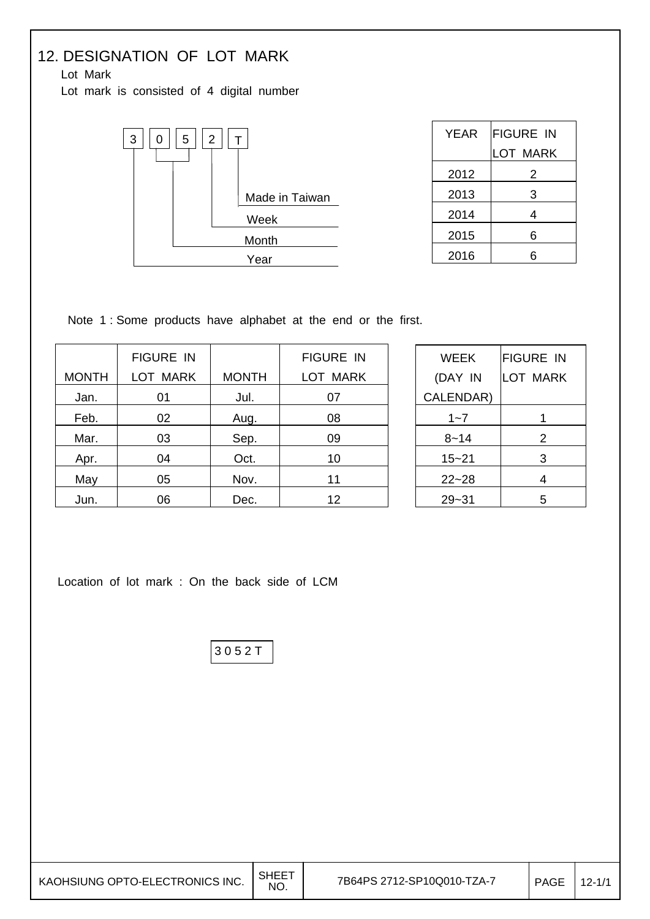## 12. DESIGNATION OF LOT MARK

Lot Mark

Lot mark is consisted of 4 digital number

3 0 5 2 T

- 3 — Year
- 05 — Month
- 2 — Week
- T — Made in Taiwan

| YEAR | FIGURE IN LOT MARK |
|---|---|
| 2012 | 2 |
| 2013 | 3 |
| 2014 | 4 |
| 2015 | 6 |
| 2016 | 6 |

Note 1 : Some products have alphabet at the end or the first.

| MONTH | FIGURE IN LOT MARK | MONTH | FIGURE IN LOT MARK |
|---|---|---|---|
| Jan. | 01 | Jul. | 07 |
| Feb. | 02 | Aug. | 08 |
| Mar. | 03 | Sep. | 09 |
| Apr. | 04 | Oct. | 10 |
| May | 05 | Nov. | 11 |
| Jun. | 06 | Dec. | 12 |

| WEEK (DAY IN CALENDAR) | FIGURE IN LOT MARK |
|---|---|
| 1~7 | 1 |
| 8~14 | 2 |
| 15~21 | 3 |
| 22~28 | 4 |
| 29~31 | 5 |

Location of lot mark : On the back side of LCM

3 0 5 2 T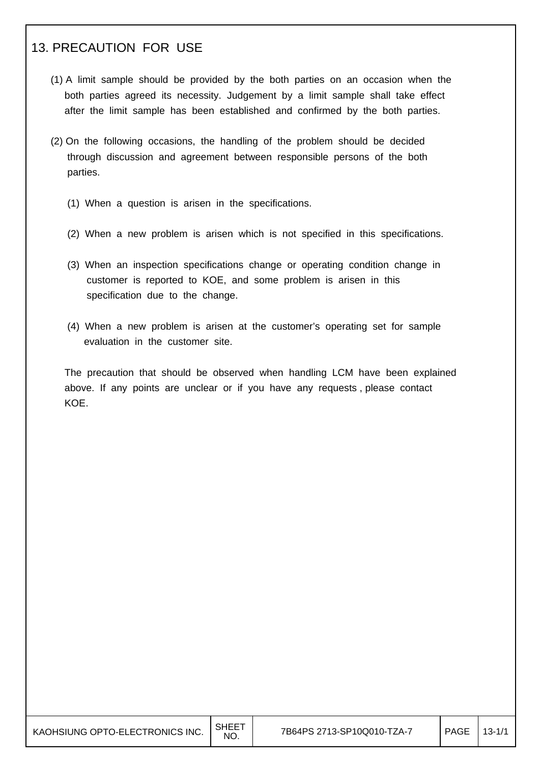## 13. PRECAUTION FOR USE

(1) A limit sample should be provided by the both parties on an occasion when the both parties agreed its necessity. Judgement by a limit sample shall take effect after the limit sample has been established and confirmed by the both parties.

(2) On the following occasions, the handling of the problem should be decided through discussion and agreement between responsible persons of the both parties.

(1) When a question is arisen in the specifications.

(2) When a new problem is arisen which is not specified in this specifications.

(3) When an inspection specifications change or operating condition change in customer is reported to KOE, and some problem is arisen in this specification due to the change.

(4) When a new problem is arisen at the customer's operating set for sample evaluation in the customer site.

The precaution that should be observed when handling LCM have been explained above. If any points are unclear or if you have any requests , please contact KOE.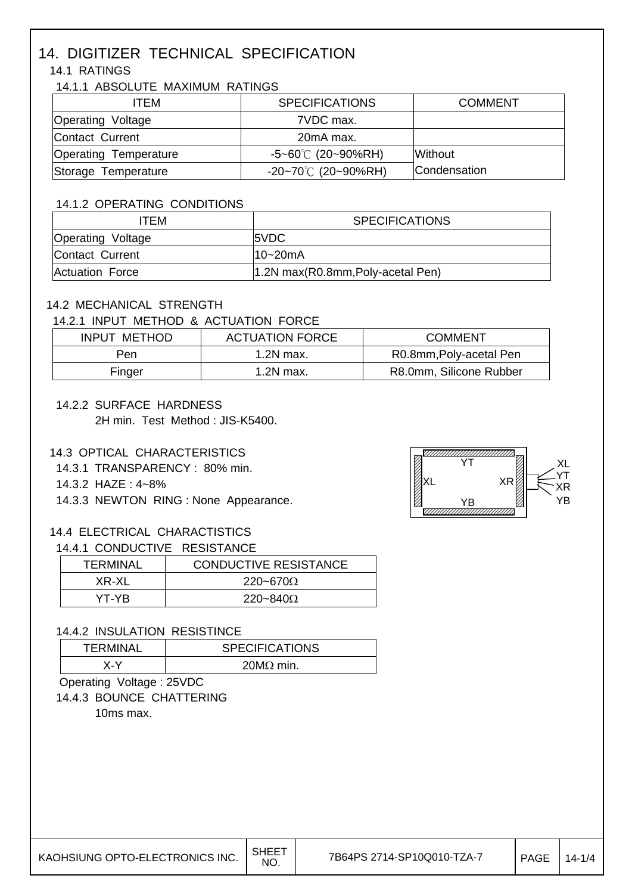# 14. DIGITIZER TECHNICAL SPECIFICATION

## 14.1 RATINGS

### 14.1.1 ABSOLUTE MAXIMUM RATINGS

| ITEM | SPECIFICATIONS | COMMENT |
|---|---|---|
| Operating Voltage | 7VDC max. | |
| Contact Current | 20mA max. | |
| Operating Temperature | -5~60℃ (20~90%RH) | Without Condensation |
| Storage Temperature | -20~70℃ (20~90%RH) | |

### 14.1.2 OPERATING CONDITIONS

| ITEM | SPECIFICATIONS |
|---|---|
| Operating Voltage | 5VDC |
| Contact Current | 10~20mA |
| Actuation Force | 1.2N max(R0.8mm,Poly-acetal Pen) |

## 14.2 MECHANICAL STRENGTH

### 14.2.1 INPUT METHOD & ACTUATION FORCE

| INPUT METHOD | ACTUATION FORCE | COMMENT |
|---|---|---|
| Pen | 1.2N max. | R0.8mm,Poly-acetal Pen |
| Finger | 1.2N max. | R8.0mm, Silicone Rubber |

### 14.2.2 SURFACE HARDNESS

2H min. Test Method : JIS-K5400.

## 14.3 OPTICAL CHARACTERISTICS

14.3.1 TRANSPARENCY : 80% min.

14.3.2 HAZE : 4~8%

14.3.3 NEWTON RING : None Appearance.

YT, XL, XR, YB — XL, YT, XR, YB

## 14.4 ELECTRICAL CHARACTISTICS

### 14.4.1 CONDUCTIVE RESISTANCE

| TERMINAL | CONDUCTIVE RESISTANCE |
|---|---|
| XR-XL | 220~670Ω |
| YT-YB | 220~840Ω |

### 14.4.2 INSULATION RESISTINCE

| TERMINAL | SPECIFICATIONS |
|---|---|
| X-Y | 20MΩ min. |

Operating Voltage : 25VDC

### 14.4.3 BOUNCE CHATTERING

10ms max.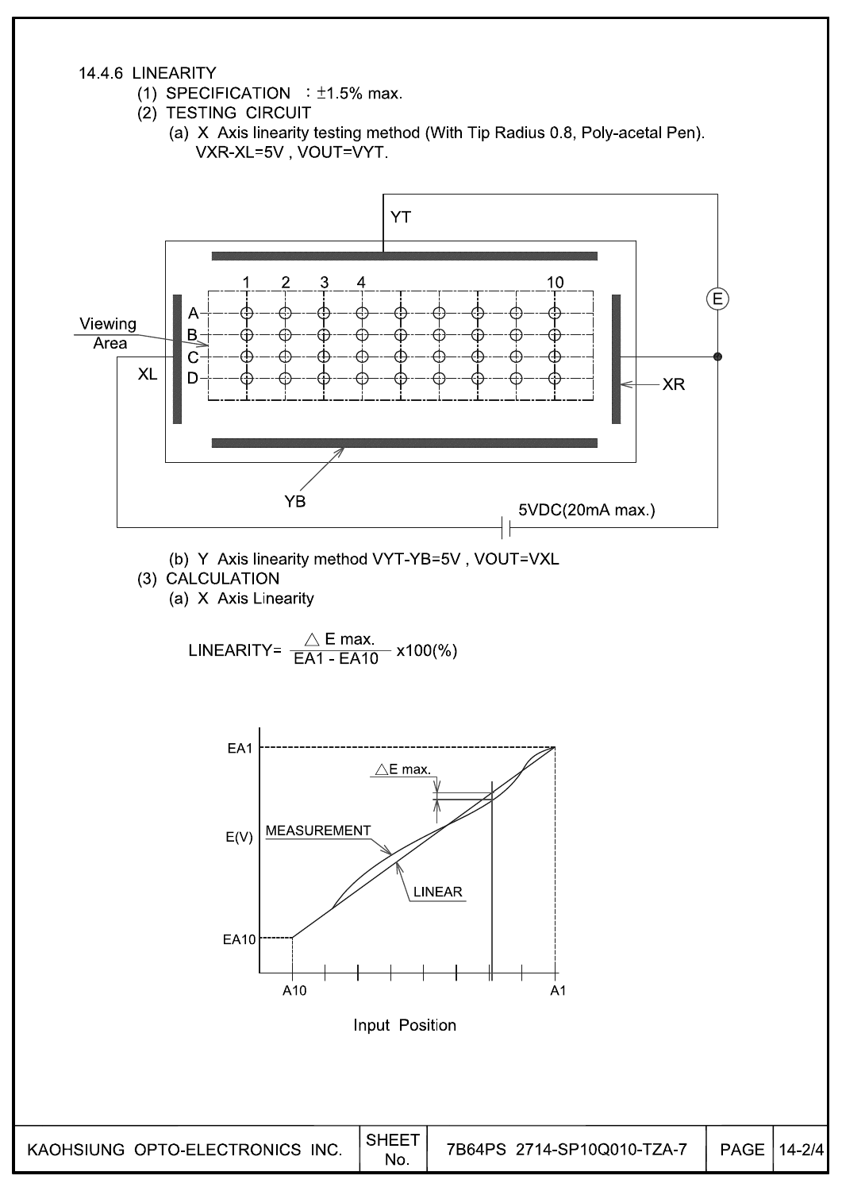### 14.4.6 LINEARITY

(1) SPECIFICATION ：±1.5% max.

(2) TESTING CIRCUIT

(a) X Axis linearity testing method (With Tip Radius 0.8, Poly-acetal Pen).
VXR-XL=5V , VOUT=VYT.

(b) Y Axis linearity method VYT-YB=5V , VOUT=VXL

(3) CALCULATION

(a) X Axis Linearity

$$\text{LINEARITY} = \frac{\triangle E\ \text{max.}}{EA1 - EA10} \times 100(\%)$$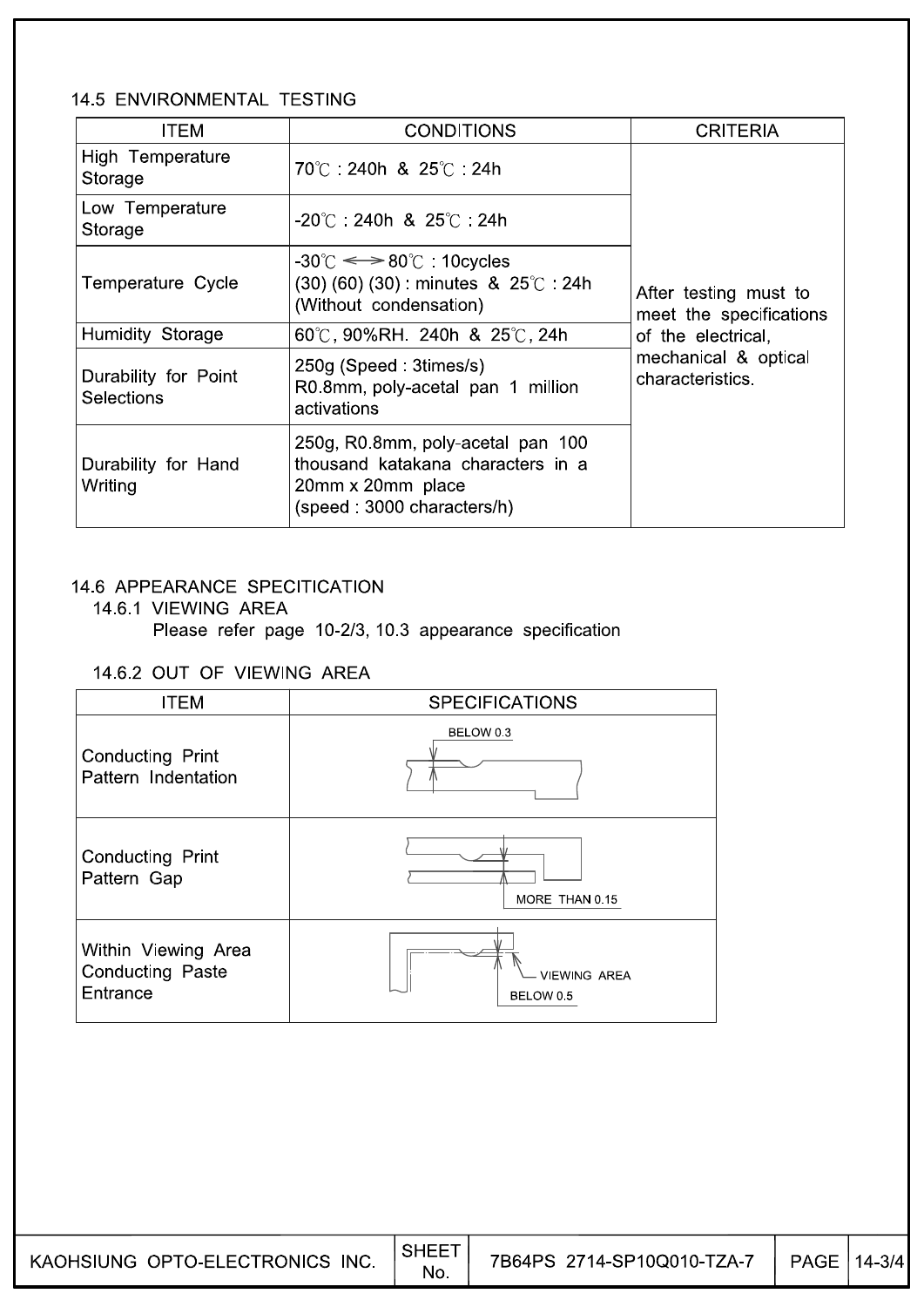## 14.5 ENVIRONMENTAL TESTING

| ITEM | CONDITIONS | CRITERIA |
|---|---|---|
| High Temperature Storage | 70℃ : 240h & 25℃ : 24h | After testing must to meet the specifications of the electrical, mechanical & optical characteristics. |
| Low Temperature Storage | -20℃ : 240h & 25℃ : 24h | |
| Temperature Cycle | -30℃ ⟷ 80℃ : 10cycles<br>(30) (60) (30) : minutes & 25℃ : 24h<br>(Without condensation) | |
| Humidity Storage | 60℃, 90%RH. 240h & 25℃, 24h | |
| Durability for Point Selections | 250g (Speed : 3times/s)<br>R0.8mm, poly-acetal pan 1 million activations | |
| Durability for Hand Writing | 250g, R0.8mm, poly-acetal pan 100 thousand katakana characters in a 20mm x 20mm place<br>(speed : 3000 characters/h) | |

## 14.6 APPEARANCE SPECITICATION

### 14.6.1 VIEWING AREA

Please refer page 10-2/3, 10.3 appearance specification

### 14.6.2 OUT OF VIEWING AREA

| ITEM | SPECIFICATIONS |
|---|---|
| Conducting Print Pattern Indentation | BELOW 0.3 |
| Conducting Print Pattern Gap | MORE THAN 0.15 |
| Within Viewing Area Conducting Paste Entrance | VIEWING AREA<br>BELOW 0.5 |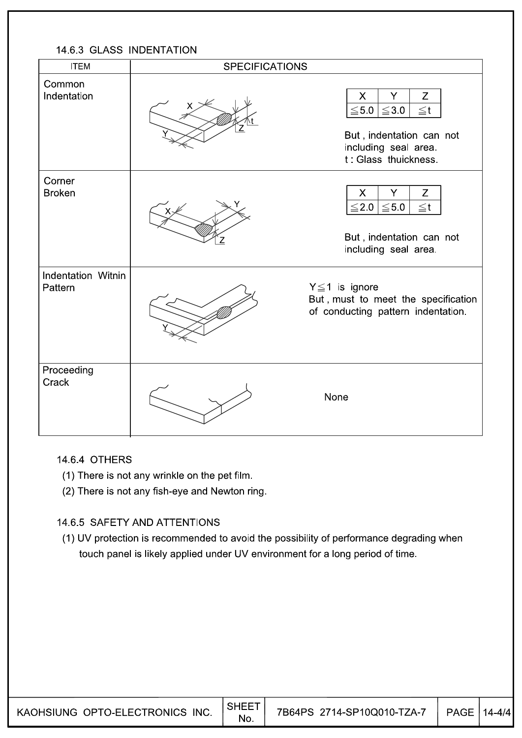### 14.6.3 GLASS INDENTATION

| ITEM | SPECIFICATIONS |
|---|---|
| Common Indentation | X: ≦5.0, Y: ≦3.0, Z: ≦t<br>But , indentation can not including seal area.<br>t : Glass thuickness. |
| Corner Broken | X: ≦2.0, Y: ≦5.0, Z: ≦t<br>But , indentation can not including seal area. |
| Indentation Witnin Pattern | Y≦1 is ignore<br>But , must to meet the specification of conducting pattern indentation. |
| Proceeding Crack | None |

### 14.6.4 OTHERS

(1) There is not any wrinkle on the pet film.

(2) There is not any fish-eye and Newton ring.

### 14.6.5 SAFETY AND ATTENTIONS

(1) UV protection is recommended to avoid the possibility of performance degrading when touch panel is likely applied under UV environment for a long period of time.